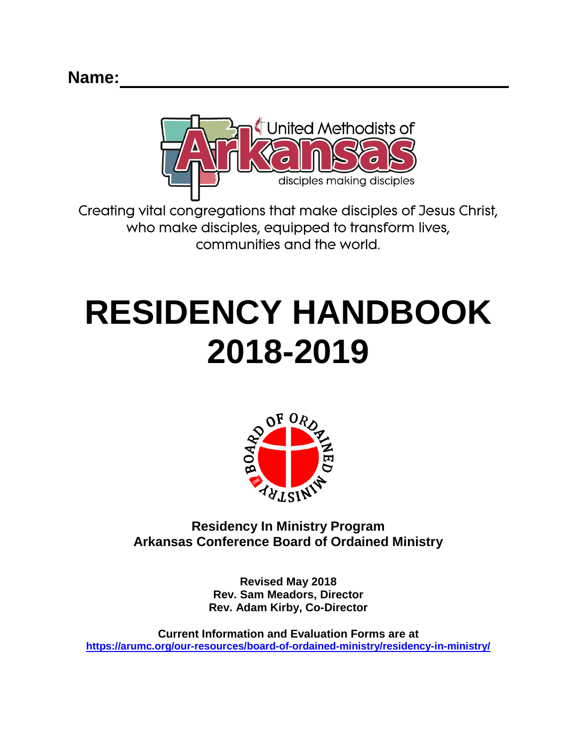**Name:** \_\_\_\_\_\_\_\_\_\_\_\_\_\_\_\_\_\_\_\_\_\_\_\_\_\_\_\_\_\_\_\_\_\_\_\_

United Methodists of Arkansas

disciples making disciples

Creating vital congregations that make disciples of Jesus Christ, who make disciples, equipped to transform lives, communities and the world.

# RESIDENCY HANDBOOK 2018-2019

**Residency In Ministry Program**
**Arkansas Conference Board of Ordained Ministry**

**Revised May 2018**
**Rev. Sam Meadors, Director**
**Rev. Adam Kirby, Co-Director**

**Current Information and Evaluation Forms are at**
**https://arumc.org/our-resources/board-of-ordained-ministry/residency-in-ministry/**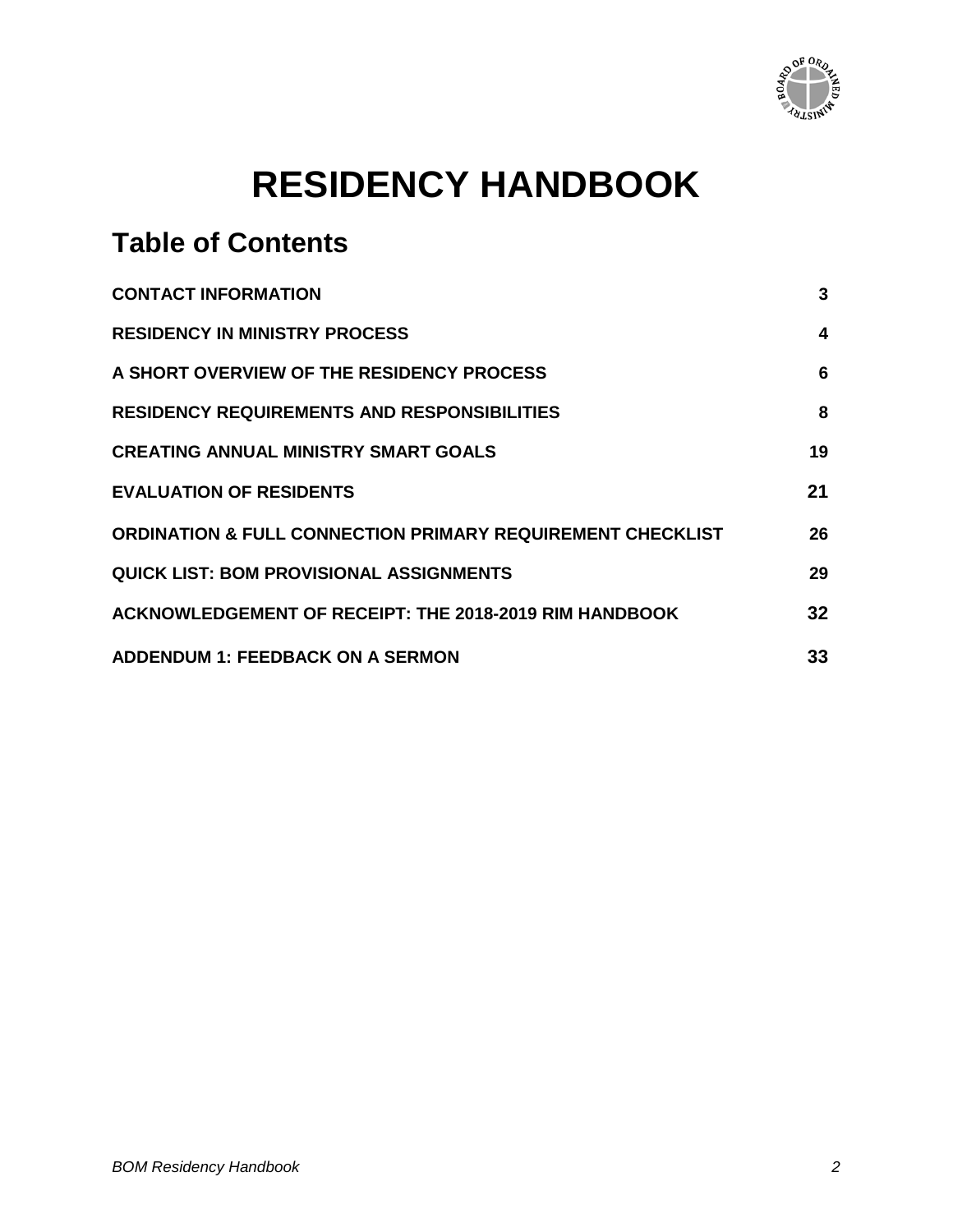# RESIDENCY HANDBOOK

## Table of Contents

| | |
|---|---|
| **CONTACT INFORMATION** | **3** |
| **RESIDENCY IN MINISTRY PROCESS** | **4** |
| **A SHORT OVERVIEW OF THE RESIDENCY PROCESS** | **6** |
| **RESIDENCY REQUIREMENTS AND RESPONSIBILITIES** | **8** |
| **CREATING ANNUAL MINISTRY SMART GOALS** | **19** |
| **EVALUATION OF RESIDENTS** | **21** |
| **ORDINATION & FULL CONNECTION PRIMARY REQUIREMENT CHECKLIST** | **26** |
| **QUICK LIST: BOM PROVISIONAL ASSIGNMENTS** | **29** |
| **ACKNOWLEDGEMENT OF RECEIPT: THE 2018-2019 RIM HANDBOOK** | **32** |
| **ADDENDUM 1: FEEDBACK ON A SERMON** | **33** |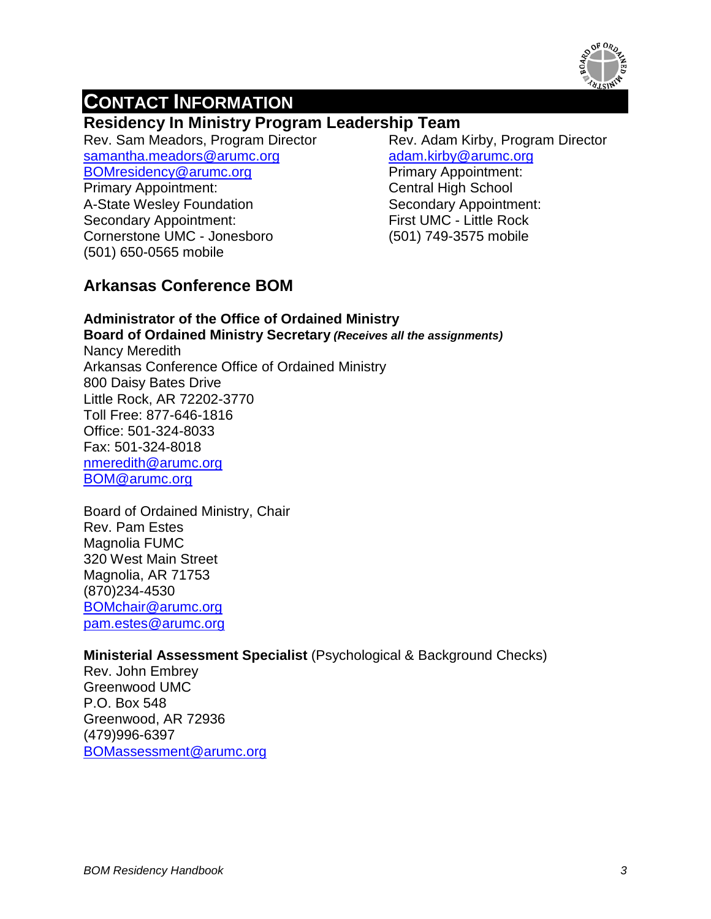# CONTACT INFORMATION

## Residency In Ministry Program Leadership Team

Rev. Sam Meadors, Program Director
samantha.meadors@arumc.org
BOMresidency@arumc.org
Primary Appointment:
A-State Wesley Foundation
Secondary Appointment:
Cornerstone UMC - Jonesboro
(501) 650-0565 mobile

Rev. Adam Kirby, Program Director
adam.kirby@arumc.org
Primary Appointment:
Central High School
Secondary Appointment:
First UMC - Little Rock
(501) 749-3575 mobile

## Arkansas Conference BOM

**Administrator of the Office of Ordained Ministry**
**Board of Ordained Ministry Secretary** ***(Receives all the assignments)***
Nancy Meredith
Arkansas Conference Office of Ordained Ministry
800 Daisy Bates Drive
Little Rock, AR 72202-3770
Toll Free: 877-646-1816
Office: 501-324-8033
Fax: 501-324-8018
nmeredith@arumc.org
BOM@arumc.org

Board of Ordained Ministry, Chair
Rev. Pam Estes
Magnolia FUMC
320 West Main Street
Magnolia, AR 71753
(870)234-4530
BOMchair@arumc.org
pam.estes@arumc.org

**Ministerial Assessment Specialist** (Psychological & Background Checks)
Rev. John Embrey
Greenwood UMC
P.O. Box 548
Greenwood, AR 72936
(479)996-6397
BOMassessment@arumc.org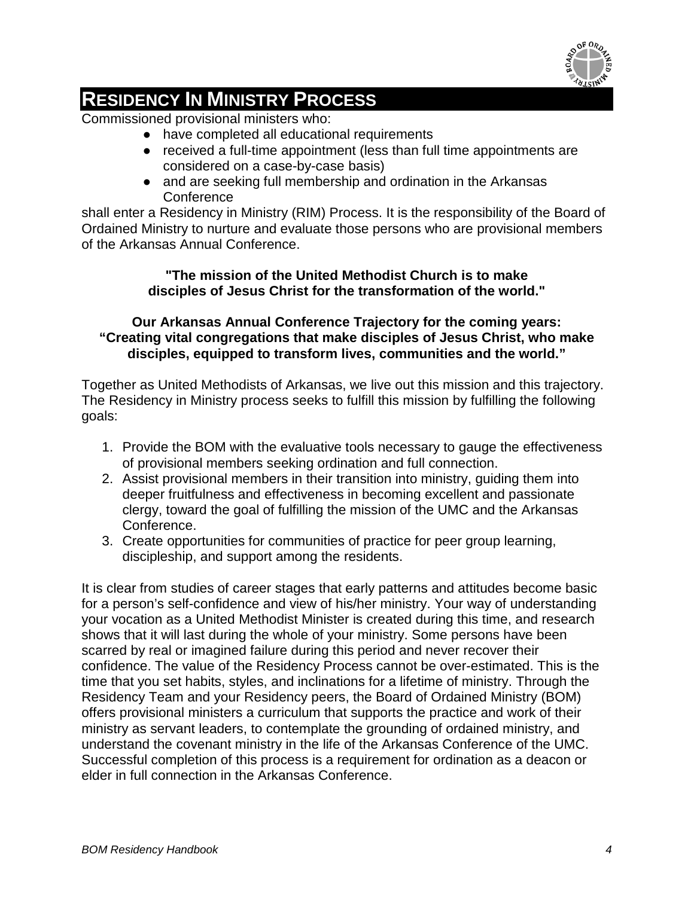# RESIDENCY IN MINISTRY PROCESS

Commissioned provisional ministers who:

- have completed all educational requirements
- received a full-time appointment (less than full time appointments are considered on a case-by-case basis)
- and are seeking full membership and ordination in the Arkansas Conference

shall enter a Residency in Ministry (RIM) Process. It is the responsibility of the Board of Ordained Ministry to nurture and evaluate those persons who are provisional members of the Arkansas Annual Conference.

**"The mission of the United Methodist Church is to make disciples of Jesus Christ for the transformation of the world."**

**Our Arkansas Annual Conference Trajectory for the coming years: "Creating vital congregations that make disciples of Jesus Christ, who make disciples, equipped to transform lives, communities and the world."**

Together as United Methodists of Arkansas, we live out this mission and this trajectory. The Residency in Ministry process seeks to fulfill this mission by fulfilling the following goals:

1. Provide the BOM with the evaluative tools necessary to gauge the effectiveness of provisional members seeking ordination and full connection.
2. Assist provisional members in their transition into ministry, guiding them into deeper fruitfulness and effectiveness in becoming excellent and passionate clergy, toward the goal of fulfilling the mission of the UMC and the Arkansas Conference.
3. Create opportunities for communities of practice for peer group learning, discipleship, and support among the residents.

It is clear from studies of career stages that early patterns and attitudes become basic for a person's self-confidence and view of his/her ministry. Your way of understanding your vocation as a United Methodist Minister is created during this time, and research shows that it will last during the whole of your ministry. Some persons have been scarred by real or imagined failure during this period and never recover their confidence. The value of the Residency Process cannot be over-estimated. This is the time that you set habits, styles, and inclinations for a lifetime of ministry. Through the Residency Team and your Residency peers, the Board of Ordained Ministry (BOM) offers provisional ministers a curriculum that supports the practice and work of their ministry as servant leaders, to contemplate the grounding of ordained ministry, and understand the covenant ministry in the life of the Arkansas Conference of the UMC. Successful completion of this process is a requirement for ordination as a deacon or elder in full connection in the Arkansas Conference.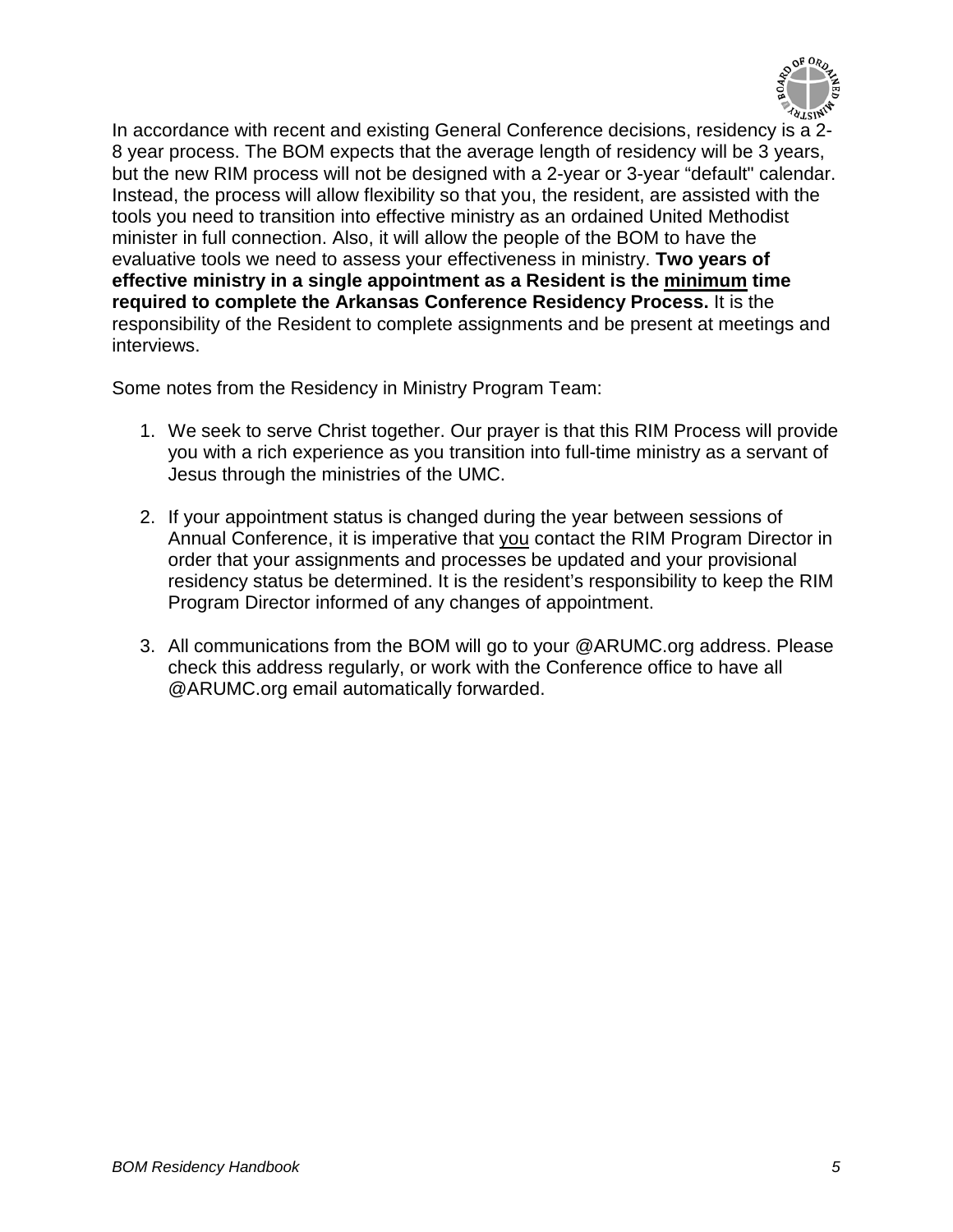In accordance with recent and existing General Conference decisions, residency is a 2-8 year process. The BOM expects that the average length of residency will be 3 years, but the new RIM process will not be designed with a 2-year or 3-year "default" calendar. Instead, the process will allow flexibility so that you, the resident, are assisted with the tools you need to transition into effective ministry as an ordained United Methodist minister in full connection. Also, it will allow the people of the BOM to have the evaluative tools we need to assess your effectiveness in ministry. **Two years of effective ministry in a single appointment as a Resident is the <u>minimum</u> time required to complete the Arkansas Conference Residency Process.** It is the responsibility of the Resident to complete assignments and be present at meetings and interviews.

Some notes from the Residency in Ministry Program Team:

1. We seek to serve Christ together. Our prayer is that this RIM Process will provide you with a rich experience as you transition into full-time ministry as a servant of Jesus through the ministries of the UMC.

2. If your appointment status is changed during the year between sessions of Annual Conference, it is imperative that <u>you</u> contact the RIM Program Director in order that your assignments and processes be updated and your provisional residency status be determined. It is the resident's responsibility to keep the RIM Program Director informed of any changes of appointment.

3. All communications from the BOM will go to your @ARUMC.org address. Please check this address regularly, or work with the Conference office to have all @ARUMC.org email automatically forwarded.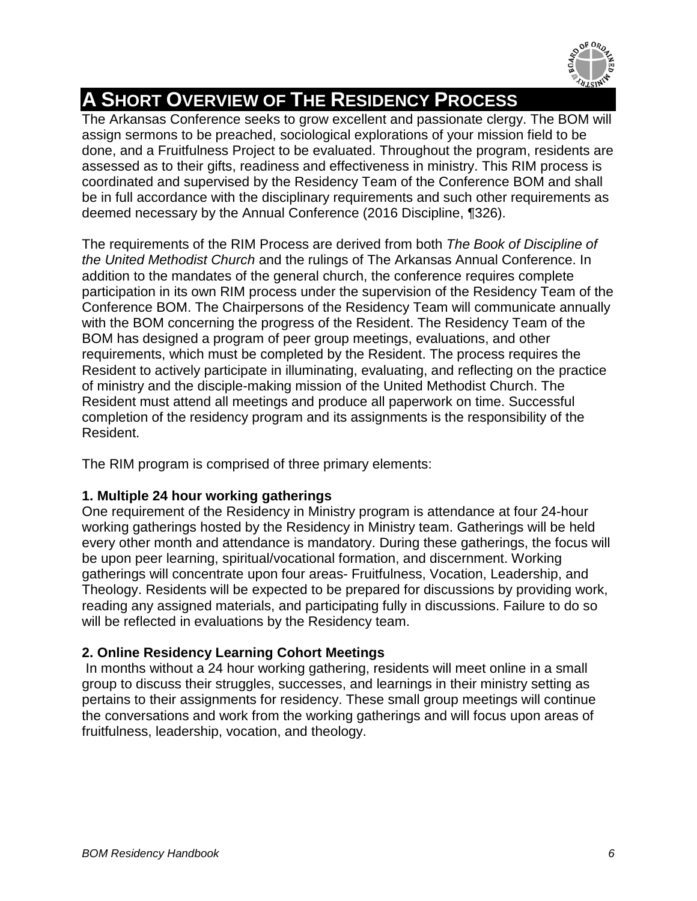# A Short Overview of The Residency Process

The Arkansas Conference seeks to grow excellent and passionate clergy. The BOM will assign sermons to be preached, sociological explorations of your mission field to be done, and a Fruitfulness Project to be evaluated. Throughout the program, residents are assessed as to their gifts, readiness and effectiveness in ministry. This RIM process is coordinated and supervised by the Residency Team of the Conference BOM and shall be in full accordance with the disciplinary requirements and such other requirements as deemed necessary by the Annual Conference (2016 Discipline, ¶326).

The requirements of the RIM Process are derived from both *The Book of Discipline of the United Methodist Church* and the rulings of The Arkansas Annual Conference. In addition to the mandates of the general church, the conference requires complete participation in its own RIM process under the supervision of the Residency Team of the Conference BOM. The Chairpersons of the Residency Team will communicate annually with the BOM concerning the progress of the Resident. The Residency Team of the BOM has designed a program of peer group meetings, evaluations, and other requirements, which must be completed by the Resident. The process requires the Resident to actively participate in illuminating, evaluating, and reflecting on the practice of ministry and the disciple-making mission of the United Methodist Church. The Resident must attend all meetings and produce all paperwork on time. Successful completion of the residency program and its assignments is the responsibility of the Resident.

The RIM program is comprised of three primary elements:

**1. Multiple 24 hour working gatherings**

One requirement of the Residency in Ministry program is attendance at four 24-hour working gatherings hosted by the Residency in Ministry team. Gatherings will be held every other month and attendance is mandatory. During these gatherings, the focus will be upon peer learning, spiritual/vocational formation, and discernment. Working gatherings will concentrate upon four areas- Fruitfulness, Vocation, Leadership, and Theology. Residents will be expected to be prepared for discussions by providing work, reading any assigned materials, and participating fully in discussions. Failure to do so will be reflected in evaluations by the Residency team.

**2. Online Residency Learning Cohort Meetings**

In months without a 24 hour working gathering, residents will meet online in a small group to discuss their struggles, successes, and learnings in their ministry setting as pertains to their assignments for residency. These small group meetings will continue the conversations and work from the working gatherings and will focus upon areas of fruitfulness, leadership, vocation, and theology.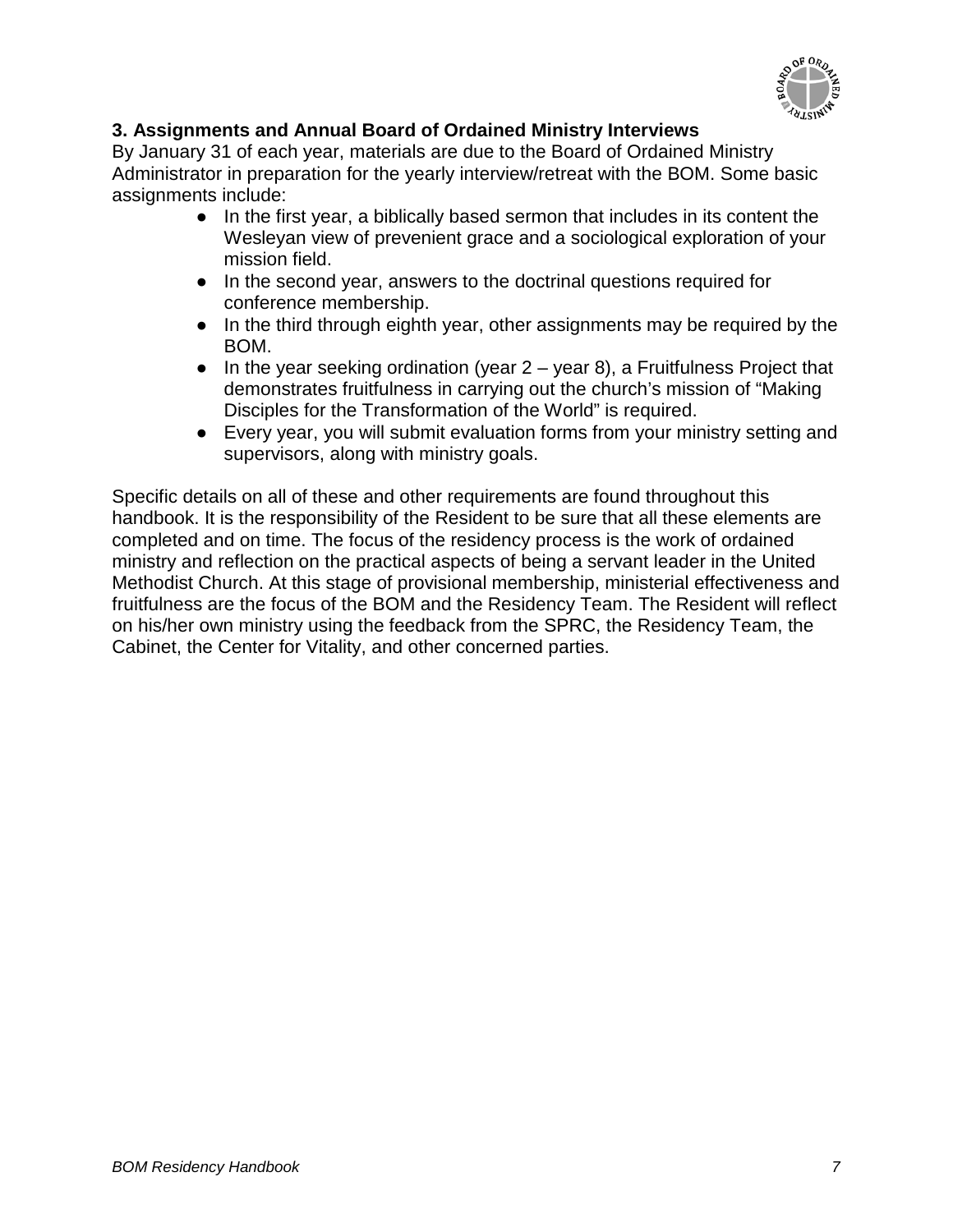### 3. Assignments and Annual Board of Ordained Ministry Interviews

By January 31 of each year, materials are due to the Board of Ordained Ministry Administrator in preparation for the yearly interview/retreat with the BOM. Some basic assignments include:

- In the first year, a biblically based sermon that includes in its content the Wesleyan view of prevenient grace and a sociological exploration of your mission field.
- In the second year, answers to the doctrinal questions required for conference membership.
- In the third through eighth year, other assignments may be required by the BOM.
- In the year seeking ordination (year 2 – year 8), a Fruitfulness Project that demonstrates fruitfulness in carrying out the church's mission of "Making Disciples for the Transformation of the World" is required.
- Every year, you will submit evaluation forms from your ministry setting and supervisors, along with ministry goals.

Specific details on all of these and other requirements are found throughout this handbook. It is the responsibility of the Resident to be sure that all these elements are completed and on time. The focus of the residency process is the work of ordained ministry and reflection on the practical aspects of being a servant leader in the United Methodist Church. At this stage of provisional membership, ministerial effectiveness and fruitfulness are the focus of the BOM and the Residency Team. The Resident will reflect on his/her own ministry using the feedback from the SPRC, the Residency Team, the Cabinet, the Center for Vitality, and other concerned parties.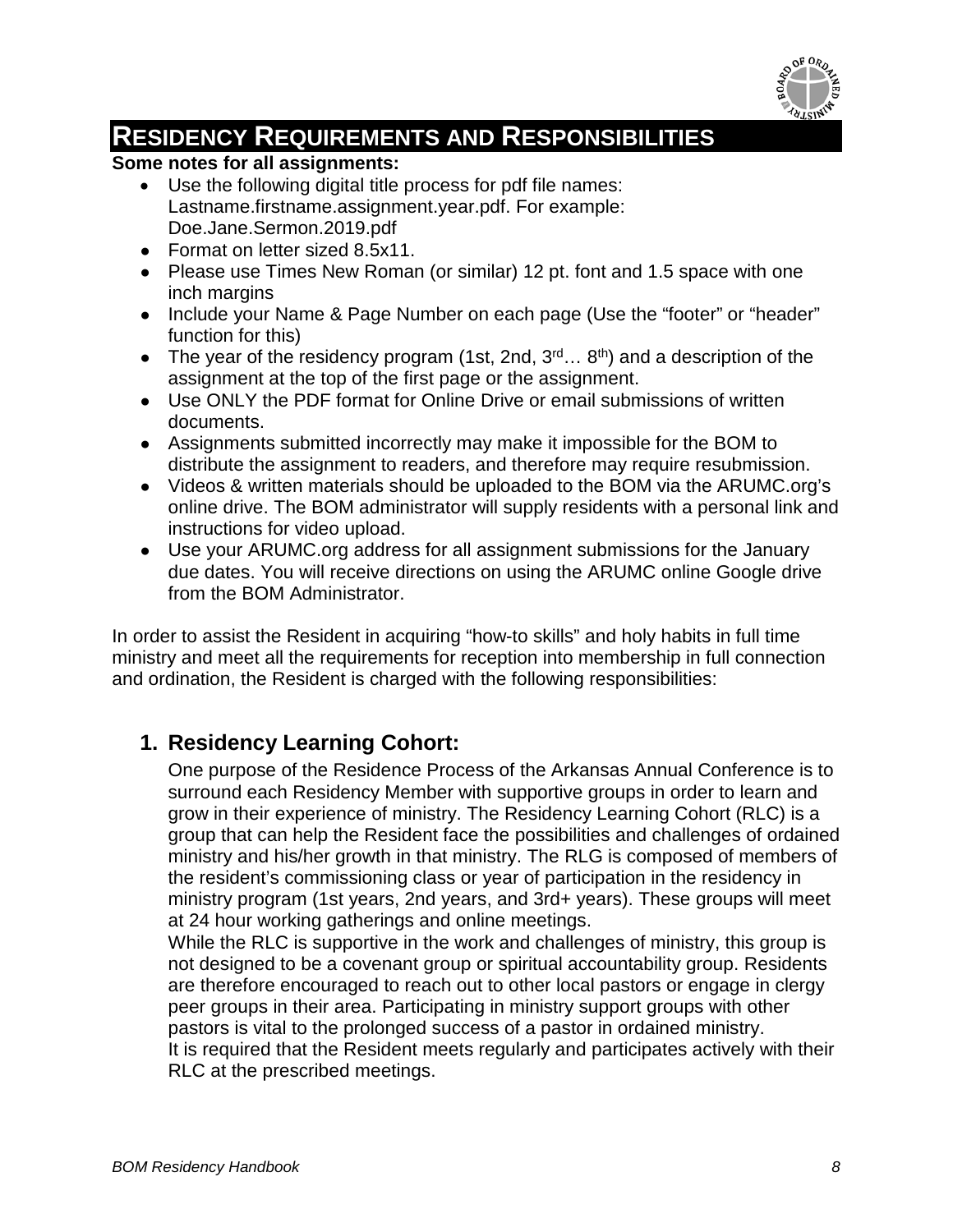# Residency Requirements and Responsibilities

**Some notes for all assignments:**

- Use the following digital title process for pdf file names: Lastname.firstname.assignment.year.pdf. For example: Doe.Jane.Sermon.2019.pdf
- Format on letter sized 8.5x11.
- Please use Times New Roman (or similar) 12 pt. font and 1.5 space with one inch margins
- Include your Name & Page Number on each page (Use the "footer" or "header" function for this)
- The year of the residency program (1st, 2nd, 3rd… 8th) and a description of the assignment at the top of the first page or the assignment.
- Use ONLY the PDF format for Online Drive or email submissions of written documents.
- Assignments submitted incorrectly may make it impossible for the BOM to distribute the assignment to readers, and therefore may require resubmission.
- Videos & written materials should be uploaded to the BOM via the ARUMC.org's online drive. The BOM administrator will supply residents with a personal link and instructions for video upload.
- Use your ARUMC.org address for all assignment submissions for the January due dates. You will receive directions on using the ARUMC online Google drive from the BOM Administrator.

In order to assist the Resident in acquiring "how-to skills" and holy habits in full time ministry and meet all the requirements for reception into membership in full connection and ordination, the Resident is charged with the following responsibilities:

## 1. Residency Learning Cohort:

One purpose of the Residence Process of the Arkansas Annual Conference is to surround each Residency Member with supportive groups in order to learn and grow in their experience of ministry. The Residency Learning Cohort (RLC) is a group that can help the Resident face the possibilities and challenges of ordained ministry and his/her growth in that ministry. The RLG is composed of members of the resident's commissioning class or year of participation in the residency in ministry program (1st years, 2nd years, and 3rd+ years). These groups will meet at 24 hour working gatherings and online meetings.

While the RLC is supportive in the work and challenges of ministry, this group is not designed to be a covenant group or spiritual accountability group. Residents are therefore encouraged to reach out to other local pastors or engage in clergy peer groups in their area. Participating in ministry support groups with other pastors is vital to the prolonged success of a pastor in ordained ministry.

It is required that the Resident meets regularly and participates actively with their RLC at the prescribed meetings.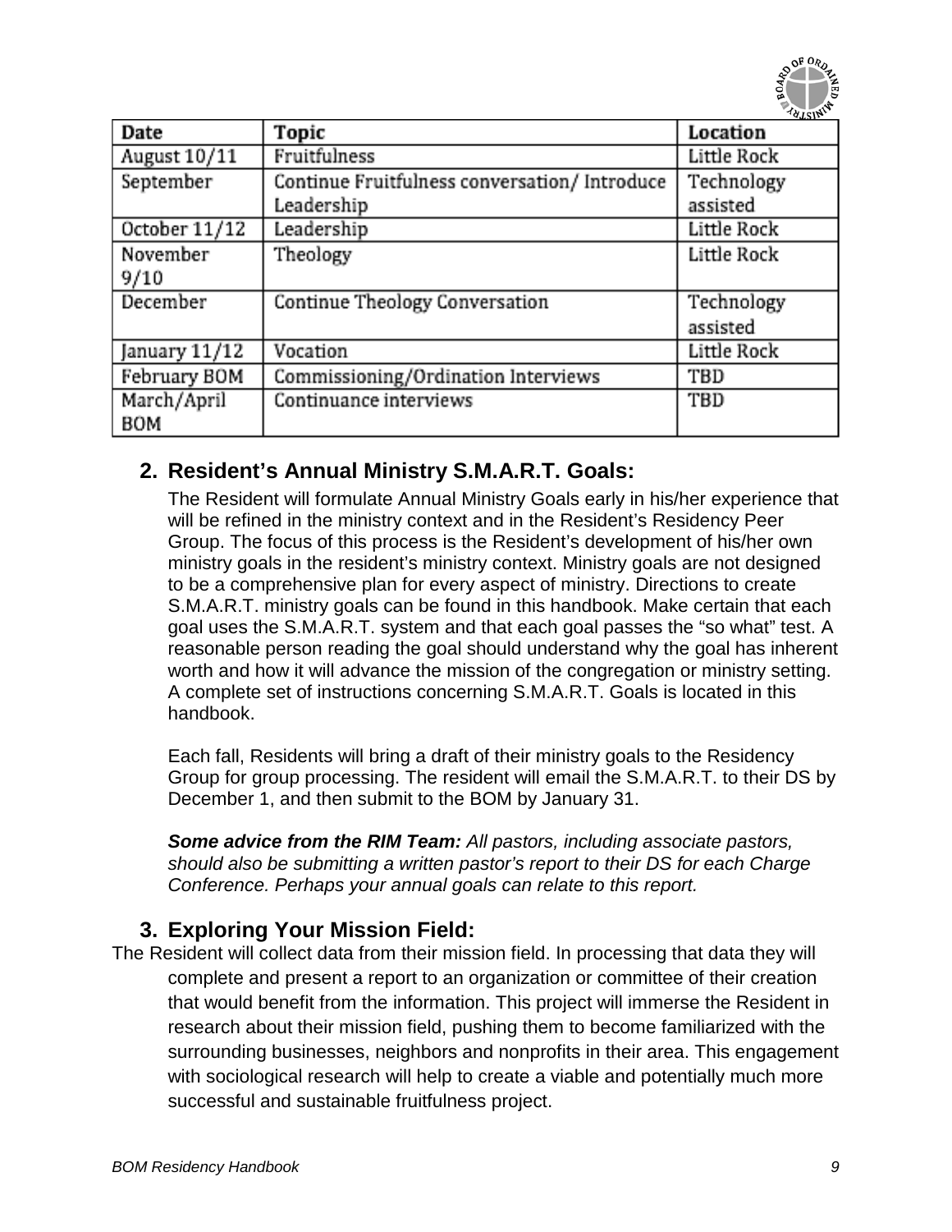| Date | Topic | Location |
|---|---|---|
| August 10/11 | Fruitfulness | Little Rock |
| September | Continue Fruitfulness conversation/ Introduce Leadership | Technology assisted |
| October 11/12 | Leadership | Little Rock |
| November 9/10 | Theology | Little Rock |
| December | Continue Theology Conversation | Technology assisted |
| January 11/12 | Vocation | Little Rock |
| February BOM | Commissioning/Ordination Interviews | TBD |
| March/April BOM | Continuance interviews | TBD |

## 2. Resident's Annual Ministry S.M.A.R.T. Goals:

The Resident will formulate Annual Ministry Goals early in his/her experience that will be refined in the ministry context and in the Resident's Residency Peer Group. The focus of this process is the Resident's development of his/her own ministry goals in the resident's ministry context. Ministry goals are not designed to be a comprehensive plan for every aspect of ministry. Directions to create S.M.A.R.T. ministry goals can be found in this handbook. Make certain that each goal uses the S.M.A.R.T. system and that each goal passes the "so what" test. A reasonable person reading the goal should understand why the goal has inherent worth and how it will advance the mission of the congregation or ministry setting. A complete set of instructions concerning S.M.A.R.T. Goals is located in this handbook.

Each fall, Residents will bring a draft of their ministry goals to the Residency Group for group processing. The resident will email the S.M.A.R.T. to their DS by December 1, and then submit to the BOM by January 31.

***Some advice from the RIM Team:*** *All pastors, including associate pastors, should also be submitting a written pastor's report to their DS for each Charge Conference. Perhaps your annual goals can relate to this report.*

## 3. Exploring Your Mission Field:

The Resident will collect data from their mission field. In processing that data they will complete and present a report to an organization or committee of their creation that would benefit from the information. This project will immerse the Resident in research about their mission field, pushing them to become familiarized with the surrounding businesses, neighbors and nonprofits in their area. This engagement with sociological research will help to create a viable and potentially much more successful and sustainable fruitfulness project.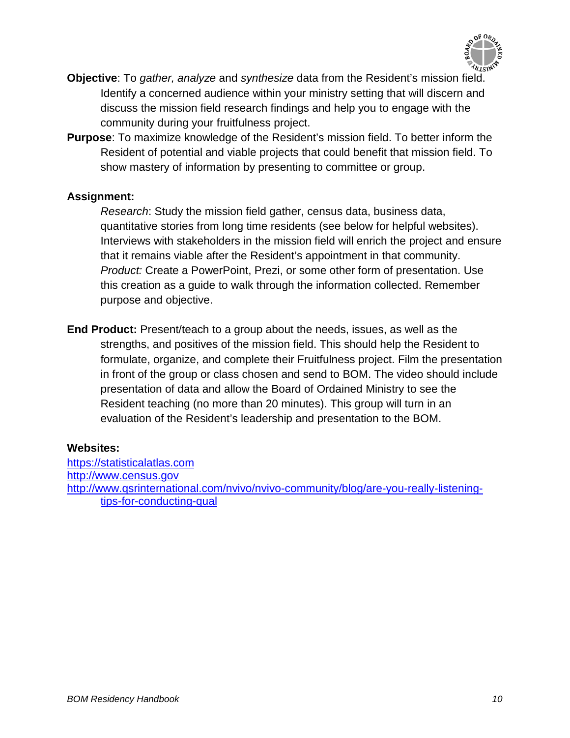**Objective**: To *gather, analyze* and *synthesize* data from the Resident's mission field. Identify a concerned audience within your ministry setting that will discern and discuss the mission field research findings and help you to engage with the community during your fruitfulness project.

**Purpose**: To maximize knowledge of the Resident's mission field. To better inform the Resident of potential and viable projects that could benefit that mission field. To show mastery of information by presenting to committee or group.

**Assignment:**

*Research*: Study the mission field gather, census data, business data, quantitative stories from long time residents (see below for helpful websites). Interviews with stakeholders in the mission field will enrich the project and ensure that it remains viable after the Resident's appointment in that community.
*Product:* Create a PowerPoint, Prezi, or some other form of presentation. Use this creation as a guide to walk through the information collected. Remember purpose and objective.

**End Product:** Present/teach to a group about the needs, issues, as well as the strengths, and positives of the mission field. This should help the Resident to formulate, organize, and complete their Fruitfulness project. Film the presentation in front of the group or class chosen and send to BOM. The video should include presentation of data and allow the Board of Ordained Ministry to see the Resident teaching (no more than 20 minutes). This group will turn in an evaluation of the Resident's leadership and presentation to the BOM.

**Websites:**

https://statisticalatlas.com
http://www.census.gov
http://www.qsrinternational.com/nvivo/nvivo-community/blog/are-you-really-listening-tips-for-conducting-qual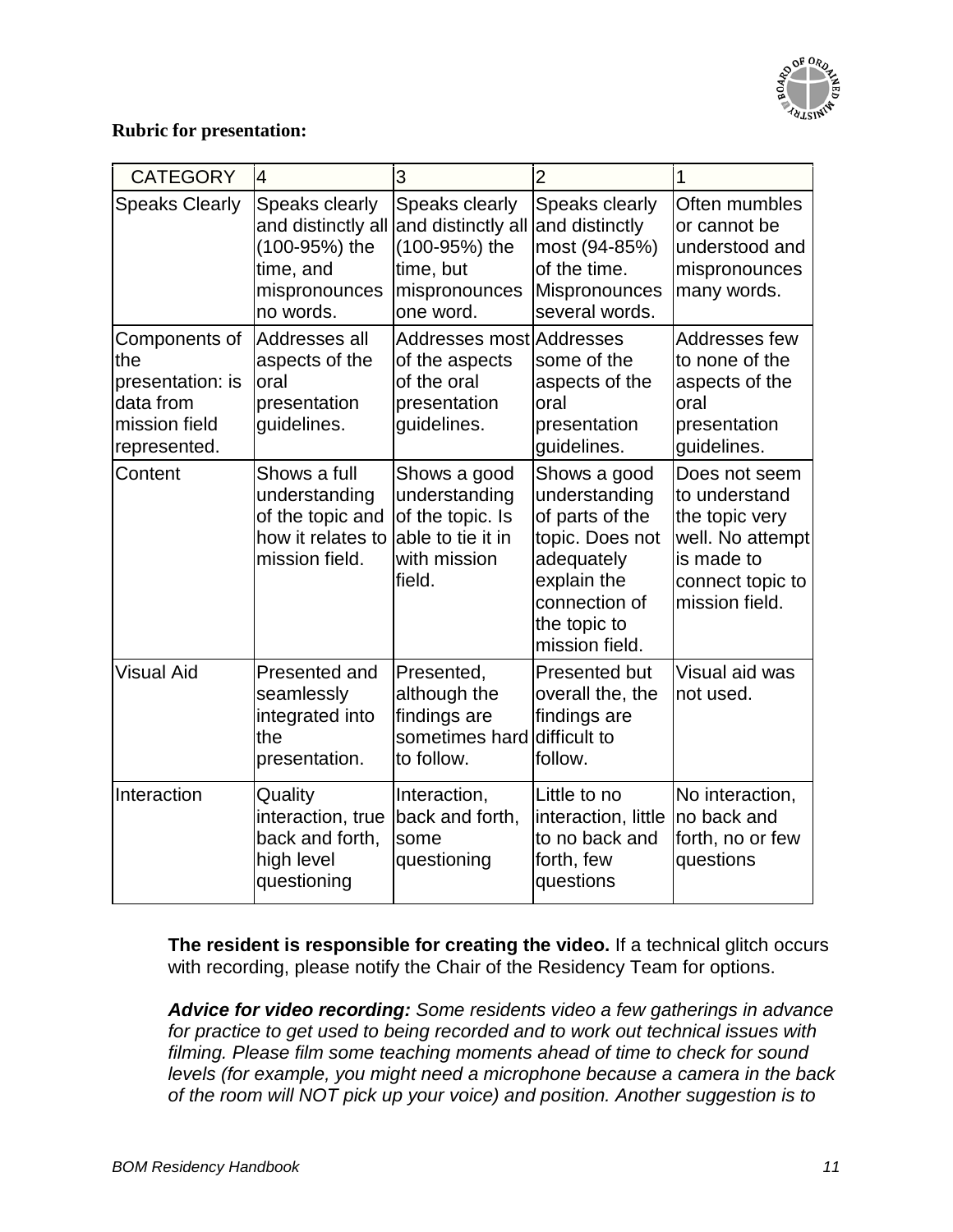**Rubric for presentation:**

| CATEGORY | 4 | 3 | 2 | 1 |
|---|---|---|---|---|
| Speaks Clearly | Speaks clearly and distinctly all (100-95%) the time, and mispronounces no words. | Speaks clearly and distinctly all (100-95%) the time, but mispronounces one word. | Speaks clearly and distinctly most (94-85%) of the time. Mispronounces several words. | Often mumbles or cannot be understood and mispronounces many words. |
| Components of the presentation: is data from mission field represented. | Addresses all aspects of the oral presentation guidelines. | Addresses most of the aspects of the oral presentation guidelines. | Addresses some of the aspects of the oral presentation guidelines. | Addresses few to none of the aspects of the oral presentation guidelines. |
| Content | Shows a full understanding of the topic and how it relates to mission field. | Shows a good understanding of the topic. Is able to tie it in with mission field. | Shows a good understanding of parts of the topic. Does not adequately explain the connection of the topic to mission field. | Does not seem to understand the topic very well. No attempt is made to connect topic to mission field. |
| Visual Aid | Presented and seamlessly integrated into the presentation. | Presented, although the findings are sometimes hard to follow. | Presented but overall the, the findings are difficult to follow. | Visual aid was not used. |
| Interaction | Quality interaction, true back and forth, high level questioning | Interaction, back and forth, some questioning | Little to no interaction, little to no back and forth, few questions | No interaction, no back and forth, no or few questions |

**The resident is responsible for creating the video.** If a technical glitch occurs with recording, please notify the Chair of the Residency Team for options.

***Advice for video recording:*** *Some residents video a few gatherings in advance for practice to get used to being recorded and to work out technical issues with filming. Please film some teaching moments ahead of time to check for sound levels (for example, you might need a microphone because a camera in the back of the room will NOT pick up your voice) and position. Another suggestion is to*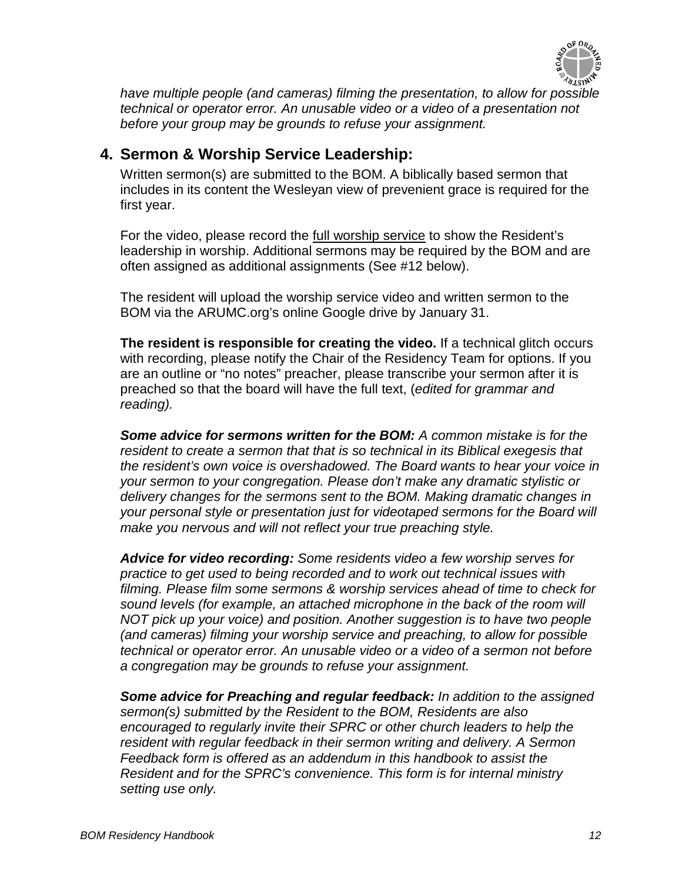*have multiple people (and cameras) filming the presentation, to allow for possible technical or operator error. An unusable video or a video of a presentation not before your group may be grounds to refuse your assignment.*

## 4. Sermon & Worship Service Leadership:

Written sermon(s) are submitted to the BOM. A biblically based sermon that includes in its content the Wesleyan view of prevenient grace is required for the first year.

For the video, please record the <u>full worship service</u> to show the Resident's leadership in worship. Additional sermons may be required by the BOM and are often assigned as additional assignments (See #12 below).

The resident will upload the worship service video and written sermon to the BOM via the ARUMC.org's online Google drive by January 31.

**The resident is responsible for creating the video.** If a technical glitch occurs with recording, please notify the Chair of the Residency Team for options. If you are an outline or "no notes" preacher, please transcribe your sermon after it is preached so that the board will have the full text, (*edited for grammar and reading).*

***Some advice for sermons written for the BOM:*** *A common mistake is for the resident to create a sermon that that is so technical in its Biblical exegesis that the resident's own voice is overshadowed. The Board wants to hear your voice in your sermon to your congregation. Please don't make any dramatic stylistic or delivery changes for the sermons sent to the BOM. Making dramatic changes in your personal style or presentation just for videotaped sermons for the Board will make you nervous and will not reflect your true preaching style.*

***Advice for video recording:*** *Some residents video a few worship serves for practice to get used to being recorded and to work out technical issues with filming. Please film some sermons & worship services ahead of time to check for sound levels (for example, an attached microphone in the back of the room will NOT pick up your voice) and position. Another suggestion is to have two people (and cameras) filming your worship service and preaching, to allow for possible technical or operator error. An unusable video or a video of a sermon not before a congregation may be grounds to refuse your assignment.*

***Some advice for Preaching and regular feedback:*** *In addition to the assigned sermon(s) submitted by the Resident to the BOM, Residents are also encouraged to regularly invite their SPRC or other church leaders to help the resident with regular feedback in their sermon writing and delivery. A Sermon Feedback form is offered as an addendum in this handbook to assist the Resident and for the SPRC's convenience. This form is for internal ministry setting use only.*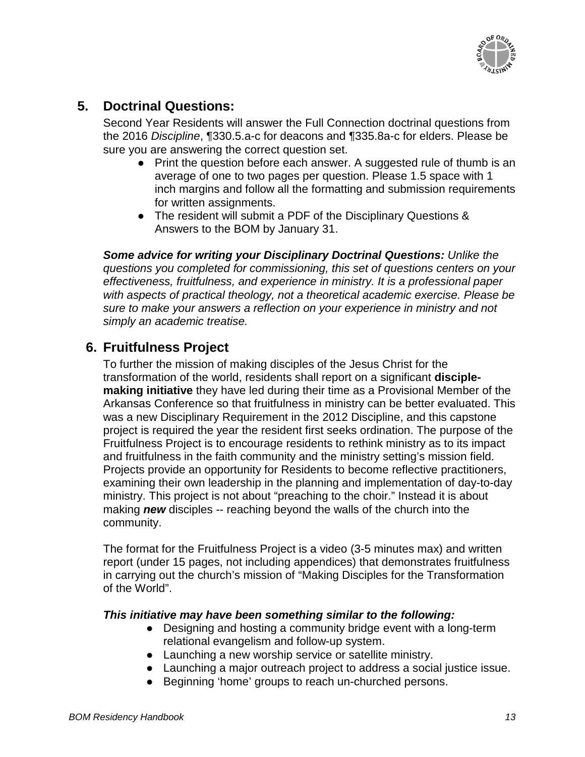## 5. Doctrinal Questions:

Second Year Residents will answer the Full Connection doctrinal questions from the 2016 *Discipline*, ¶330.5.a-c for deacons and ¶335.8a-c for elders. Please be sure you are answering the correct question set.

- Print the question before each answer. A suggested rule of thumb is an average of one to two pages per question. Please 1.5 space with 1 inch margins and follow all the formatting and submission requirements for written assignments.
- The resident will submit a PDF of the Disciplinary Questions & Answers to the BOM by January 31.

***Some advice for writing your Disciplinary Doctrinal Questions:*** *Unlike the questions you completed for commissioning, this set of questions centers on your effectiveness, fruitfulness, and experience in ministry. It is a professional paper with aspects of practical theology, not a theoretical academic exercise. Please be sure to make your answers a reflection on your experience in ministry and not simply an academic treatise.*

## 6. Fruitfulness Project

To further the mission of making disciples of the Jesus Christ for the transformation of the world, residents shall report on a significant **disciple-making initiative** they have led during their time as a Provisional Member of the Arkansas Conference so that fruitfulness in ministry can be better evaluated. This was a new Disciplinary Requirement in the 2012 Discipline, and this capstone project is required the year the resident first seeks ordination. The purpose of the Fruitfulness Project is to encourage residents to rethink ministry as to its impact and fruitfulness in the faith community and the ministry setting's mission field. Projects provide an opportunity for Residents to become reflective practitioners, examining their own leadership in the planning and implementation of day-to-day ministry. This project is not about "preaching to the choir." Instead it is about making ***new*** disciples -- reaching beyond the walls of the church into the community.

The format for the Fruitfulness Project is a video (3-5 minutes max) and written report (under 15 pages, not including appendices) that demonstrates fruitfulness in carrying out the church's mission of "Making Disciples for the Transformation of the World".

***This initiative may have been something similar to the following:***

- Designing and hosting a community bridge event with a long-term relational evangelism and follow-up system.
- Launching a new worship service or satellite ministry.
- Launching a major outreach project to address a social justice issue.
- Beginning 'home' groups to reach un-churched persons.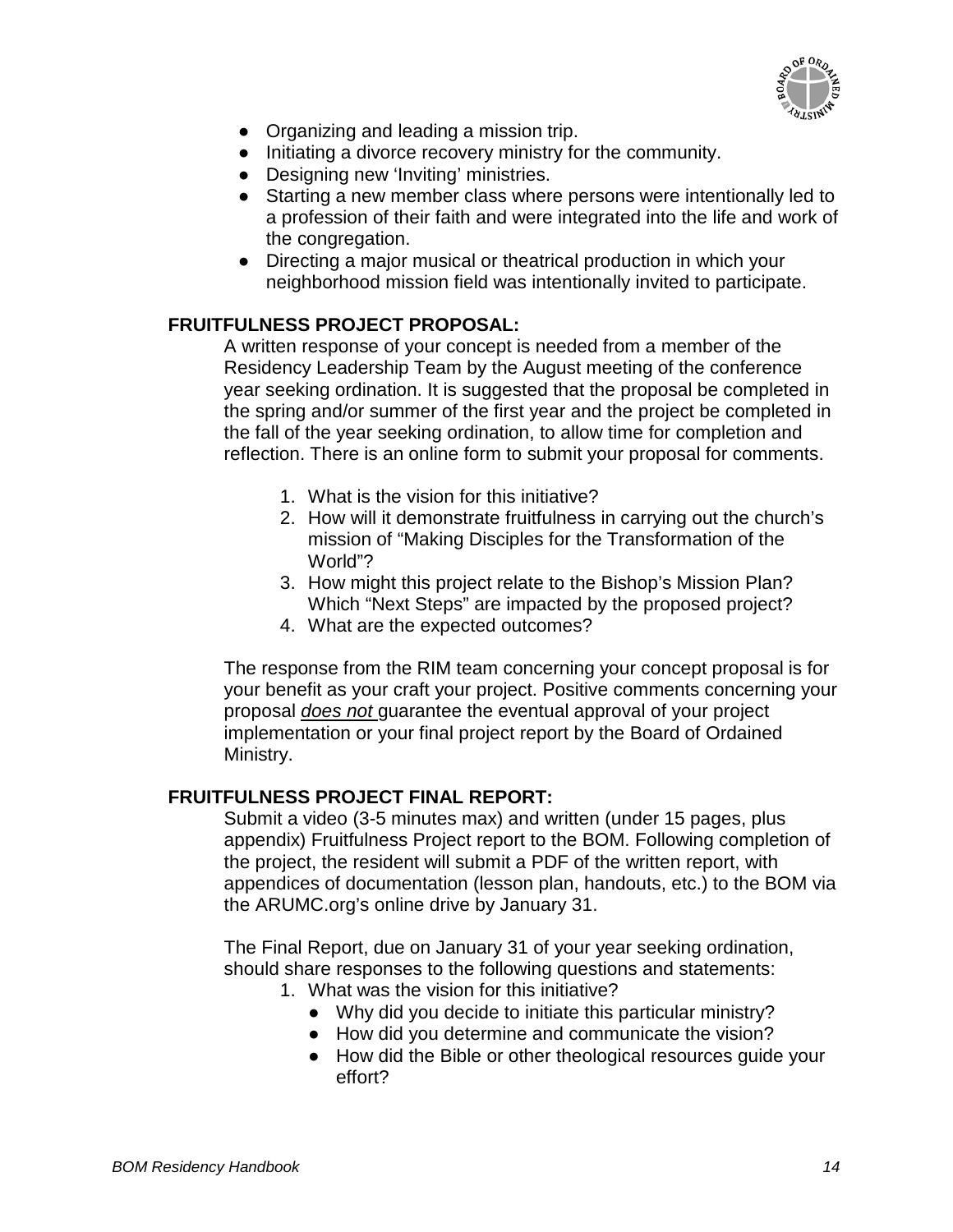- Organizing and leading a mission trip.
- Initiating a divorce recovery ministry for the community.
- Designing new 'Inviting' ministries.
- Starting a new member class where persons were intentionally led to a profession of their faith and were integrated into the life and work of the congregation.
- Directing a major musical or theatrical production in which your neighborhood mission field was intentionally invited to participate.

**FRUITFULNESS PROJECT PROPOSAL:**

A written response of your concept is needed from a member of the Residency Leadership Team by the August meeting of the conference year seeking ordination. It is suggested that the proposal be completed in the spring and/or summer of the first year and the project be completed in the fall of the year seeking ordination, to allow time for completion and reflection. There is an online form to submit your proposal for comments.

1. What is the vision for this initiative?
2. How will it demonstrate fruitfulness in carrying out the church's mission of "Making Disciples for the Transformation of the World"?
3. How might this project relate to the Bishop's Mission Plan? Which "Next Steps" are impacted by the proposed project?
4. What are the expected outcomes?

The response from the RIM team concerning your concept proposal is for your benefit as your craft your project. Positive comments concerning your proposal *does not* guarantee the eventual approval of your project implementation or your final project report by the Board of Ordained Ministry.

**FRUITFULNESS PROJECT FINAL REPORT:**

Submit a video (3-5 minutes max) and written (under 15 pages, plus appendix) Fruitfulness Project report to the BOM. Following completion of the project, the resident will submit a PDF of the written report, with appendices of documentation (lesson plan, handouts, etc.) to the BOM via the ARUMC.org's online drive by January 31.

The Final Report, due on January 31 of your year seeking ordination, should share responses to the following questions and statements:

1. What was the vision for this initiative?
   - Why did you decide to initiate this particular ministry?
   - How did you determine and communicate the vision?
   - How did the Bible or other theological resources guide your effort?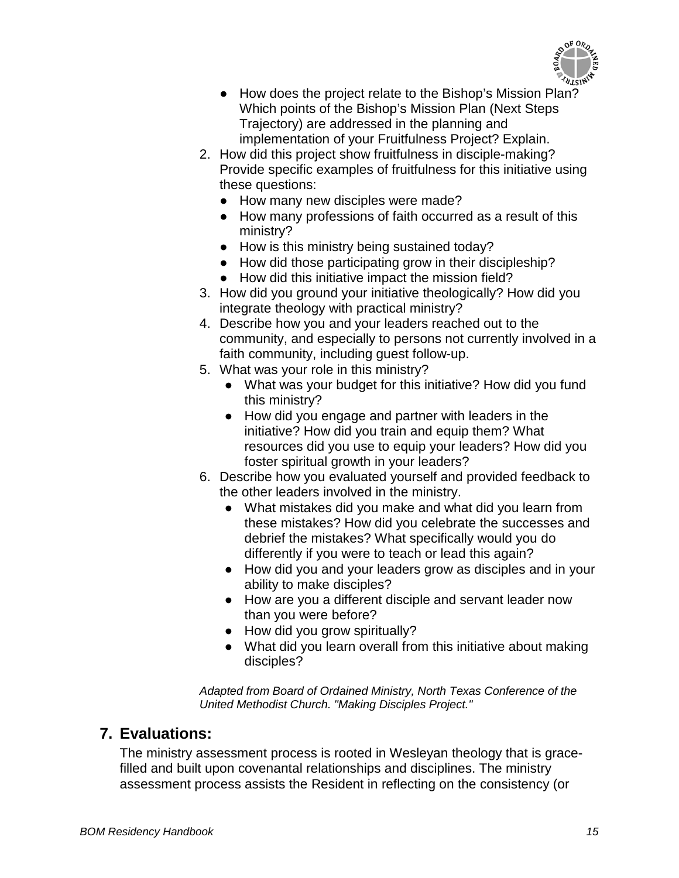- How does the project relate to the Bishop's Mission Plan? Which points of the Bishop's Mission Plan (Next Steps Trajectory) are addressed in the planning and implementation of your Fruitfulness Project? Explain.

2. How did this project show fruitfulness in disciple-making? Provide specific examples of fruitfulness for this initiative using these questions:
   - How many new disciples were made?
   - How many professions of faith occurred as a result of this ministry?
   - How is this ministry being sustained today?
   - How did those participating grow in their discipleship?
   - How did this initiative impact the mission field?
3. How did you ground your initiative theologically? How did you integrate theology with practical ministry?
4. Describe how you and your leaders reached out to the community, and especially to persons not currently involved in a faith community, including guest follow-up.
5. What was your role in this ministry?
   - What was your budget for this initiative? How did you fund this ministry?
   - How did you engage and partner with leaders in the initiative? How did you train and equip them? What resources did you use to equip your leaders? How did you foster spiritual growth in your leaders?
6. Describe how you evaluated yourself and provided feedback to the other leaders involved in the ministry.
   - What mistakes did you make and what did you learn from these mistakes? How did you celebrate the successes and debrief the mistakes? What specifically would you do differently if you were to teach or lead this again?
   - How did you and your leaders grow as disciples and in your ability to make disciples?
   - How are you a different disciple and servant leader now than you were before?
   - How did you grow spiritually?
   - What did you learn overall from this initiative about making disciples?

*Adapted from Board of Ordained Ministry, North Texas Conference of the United Methodist Church. "Making Disciples Project."*

## 7. Evaluations:

The ministry assessment process is rooted in Wesleyan theology that is grace-filled and built upon covenantal relationships and disciplines. The ministry assessment process assists the Resident in reflecting on the consistency (or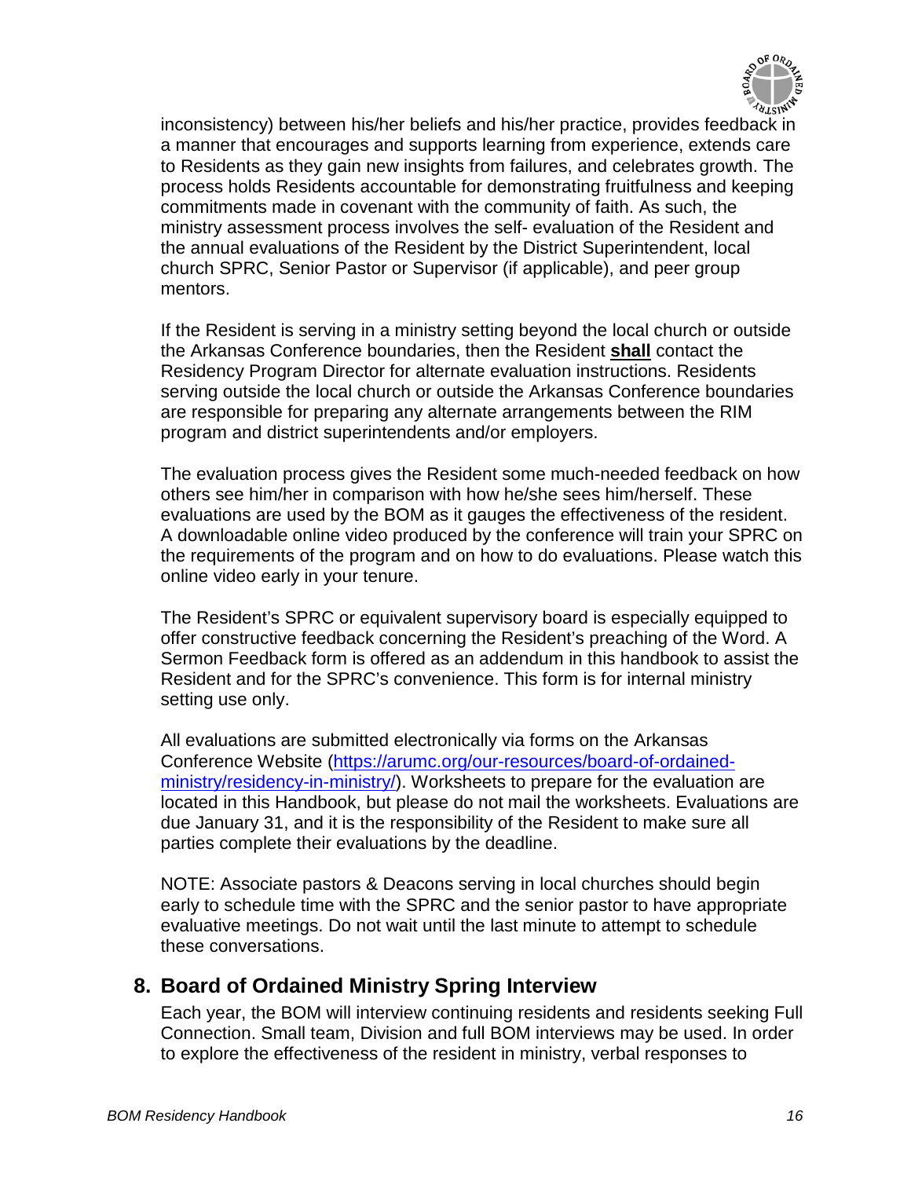inconsistency) between his/her beliefs and his/her practice, provides feedback in a manner that encourages and supports learning from experience, extends care to Residents as they gain new insights from failures, and celebrates growth. The process holds Residents accountable for demonstrating fruitfulness and keeping commitments made in covenant with the community of faith. As such, the ministry assessment process involves the self- evaluation of the Resident and the annual evaluations of the Resident by the District Superintendent, local church SPRC, Senior Pastor or Supervisor (if applicable), and peer group mentors.

If the Resident is serving in a ministry setting beyond the local church or outside the Arkansas Conference boundaries, then the Resident **shall** contact the Residency Program Director for alternate evaluation instructions. Residents serving outside the local church or outside the Arkansas Conference boundaries are responsible for preparing any alternate arrangements between the RIM program and district superintendents and/or employers.

The evaluation process gives the Resident some much-needed feedback on how others see him/her in comparison with how he/she sees him/herself. These evaluations are used by the BOM as it gauges the effectiveness of the resident. A downloadable online video produced by the conference will train your SPRC on the requirements of the program and on how to do evaluations. Please watch this online video early in your tenure.

The Resident's SPRC or equivalent supervisory board is especially equipped to offer constructive feedback concerning the Resident's preaching of the Word. A Sermon Feedback form is offered as an addendum in this handbook to assist the Resident and for the SPRC's convenience. This form is for internal ministry setting use only.

All evaluations are submitted electronically via forms on the Arkansas Conference Website (https://arumc.org/our-resources/board-of-ordained-ministry/residency-in-ministry/). Worksheets to prepare for the evaluation are located in this Handbook, but please do not mail the worksheets. Evaluations are due January 31, and it is the responsibility of the Resident to make sure all parties complete their evaluations by the deadline.

NOTE: Associate pastors & Deacons serving in local churches should begin early to schedule time with the SPRC and the senior pastor to have appropriate evaluative meetings. Do not wait until the last minute to attempt to schedule these conversations.

## 8. Board of Ordained Ministry Spring Interview

Each year, the BOM will interview continuing residents and residents seeking Full Connection. Small team, Division and full BOM interviews may be used. In order to explore the effectiveness of the resident in ministry, verbal responses to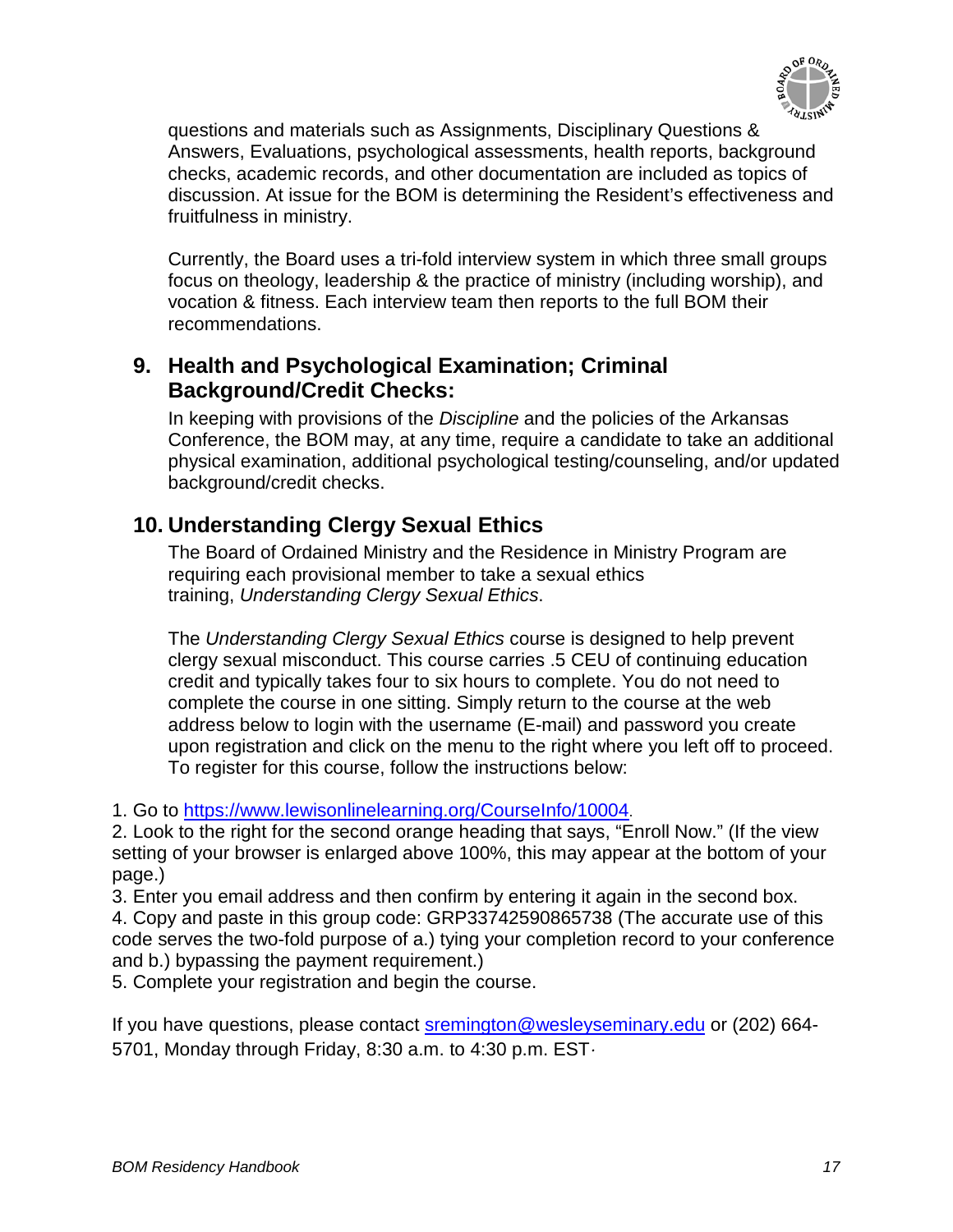questions and materials such as Assignments, Disciplinary Questions & Answers, Evaluations, psychological assessments, health reports, background checks, academic records, and other documentation are included as topics of discussion. At issue for the BOM is determining the Resident's effectiveness and fruitfulness in ministry.

Currently, the Board uses a tri-fold interview system in which three small groups focus on theology, leadership & the practice of ministry (including worship), and vocation & fitness. Each interview team then reports to the full BOM their recommendations.

## 9. Health and Psychological Examination; Criminal Background/Credit Checks:

In keeping with provisions of the *Discipline* and the policies of the Arkansas Conference, the BOM may, at any time, require a candidate to take an additional physical examination, additional psychological testing/counseling, and/or updated background/credit checks.

## 10. Understanding Clergy Sexual Ethics

The Board of Ordained Ministry and the Residence in Ministry Program are requiring each provisional member to take a sexual ethics training, *Understanding Clergy Sexual Ethics*.

The *Understanding Clergy Sexual Ethics* course is designed to help prevent clergy sexual misconduct. This course carries .5 CEU of continuing education credit and typically takes four to six hours to complete. You do not need to complete the course in one sitting. Simply return to the course at the web address below to login with the username (E-mail) and password you create upon registration and click on the menu to the right where you left off to proceed. To register for this course, follow the instructions below:

1. Go to https://www.lewisonlinelearning.org/CourseInfo/10004.
2. Look to the right for the second orange heading that says, "Enroll Now." (If the view setting of your browser is enlarged above 100%, this may appear at the bottom of your page.)
3. Enter you email address and then confirm by entering it again in the second box.
4. Copy and paste in this group code: GRP33742590865738 (The accurate use of this code serves the two-fold purpose of a.) tying your completion record to your conference and b.) bypassing the payment requirement.)
5. Complete your registration and begin the course.

If you have questions, please contact sremington@wesleyseminary.edu or (202) 664-5701, Monday through Friday, 8:30 a.m. to 4:30 p.m. EST.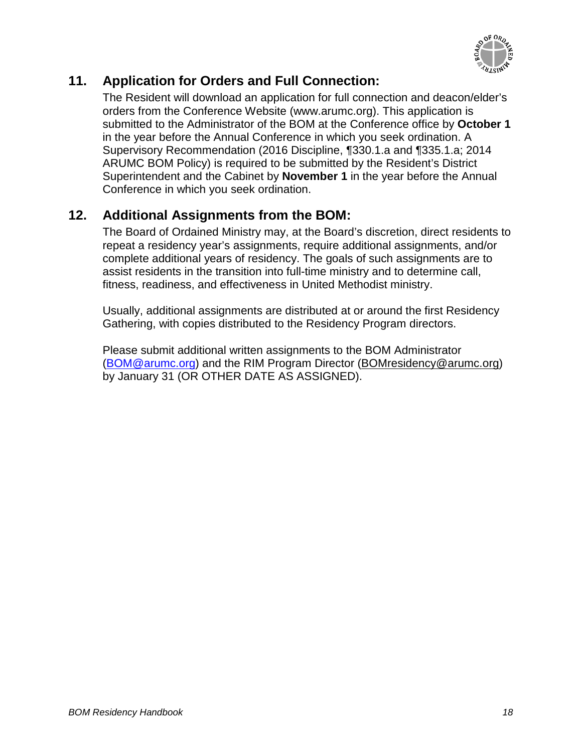## 11. Application for Orders and Full Connection:

The Resident will download an application for full connection and deacon/elder's orders from the Conference Website (www.arumc.org). This application is submitted to the Administrator of the BOM at the Conference office by **October 1** in the year before the Annual Conference in which you seek ordination. A Supervisory Recommendation (2016 Discipline, ¶330.1.a and ¶335.1.a; 2014 ARUMC BOM Policy) is required to be submitted by the Resident's District Superintendent and the Cabinet by **November 1** in the year before the Annual Conference in which you seek ordination.

## 12. Additional Assignments from the BOM:

The Board of Ordained Ministry may, at the Board's discretion, direct residents to repeat a residency year's assignments, require additional assignments, and/or complete additional years of residency. The goals of such assignments are to assist residents in the transition into full-time ministry and to determine call, fitness, readiness, and effectiveness in United Methodist ministry.

Usually, additional assignments are distributed at or around the first Residency Gathering, with copies distributed to the Residency Program directors.

Please submit additional written assignments to the BOM Administrator (BOM@arumc.org) and the RIM Program Director (BOMresidency@arumc.org) by January 31 (OR OTHER DATE AS ASSIGNED).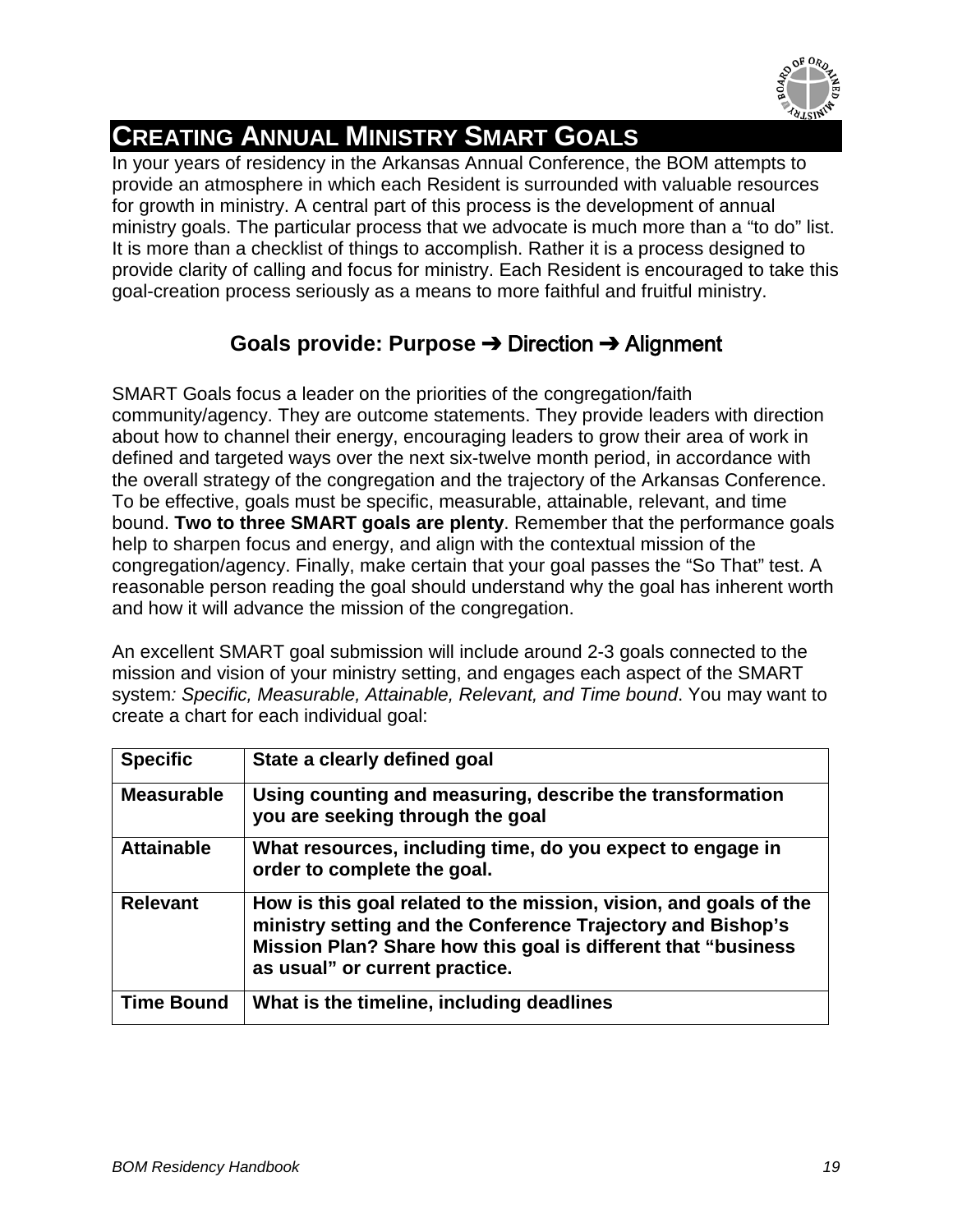# CREATING ANNUAL MINISTRY SMART GOALS

In your years of residency in the Arkansas Annual Conference, the BOM attempts to provide an atmosphere in which each Resident is surrounded with valuable resources for growth in ministry. A central part of this process is the development of annual ministry goals. The particular process that we advocate is much more than a "to do" list. It is more than a checklist of things to accomplish. Rather it is a process designed to provide clarity of calling and focus for ministry. Each Resident is encouraged to take this goal-creation process seriously as a means to more faithful and fruitful ministry.

### Goals provide: Purpose ➔ Direction ➔ Alignment

SMART Goals focus a leader on the priorities of the congregation/faith community/agency. They are outcome statements. They provide leaders with direction about how to channel their energy, encouraging leaders to grow their area of work in defined and targeted ways over the next six-twelve month period, in accordance with the overall strategy of the congregation and the trajectory of the Arkansas Conference. To be effective, goals must be specific, measurable, attainable, relevant, and time bound. **Two to three SMART goals are plenty**. Remember that the performance goals help to sharpen focus and energy, and align with the contextual mission of the congregation/agency. Finally, make certain that your goal passes the "So That" test. A reasonable person reading the goal should understand why the goal has inherent worth and how it will advance the mission of the congregation.

An excellent SMART goal submission will include around 2-3 goals connected to the mission and vision of your ministry setting, and engages each aspect of the SMART system*: Specific, Measurable, Attainable, Relevant, and Time bound*. You may want to create a chart for each individual goal:

| **Specific** | **State a clearly defined goal** |
|---|---|
| **Measurable** | **Using counting and measuring, describe the transformation you are seeking through the goal** |
| **Attainable** | **What resources, including time, do you expect to engage in order to complete the goal.** |
| **Relevant** | **How is this goal related to the mission, vision, and goals of the ministry setting and the Conference Trajectory and Bishop's Mission Plan? Share how this goal is different that "business as usual" or current practice.** |
| **Time Bound** | **What is the timeline, including deadlines** |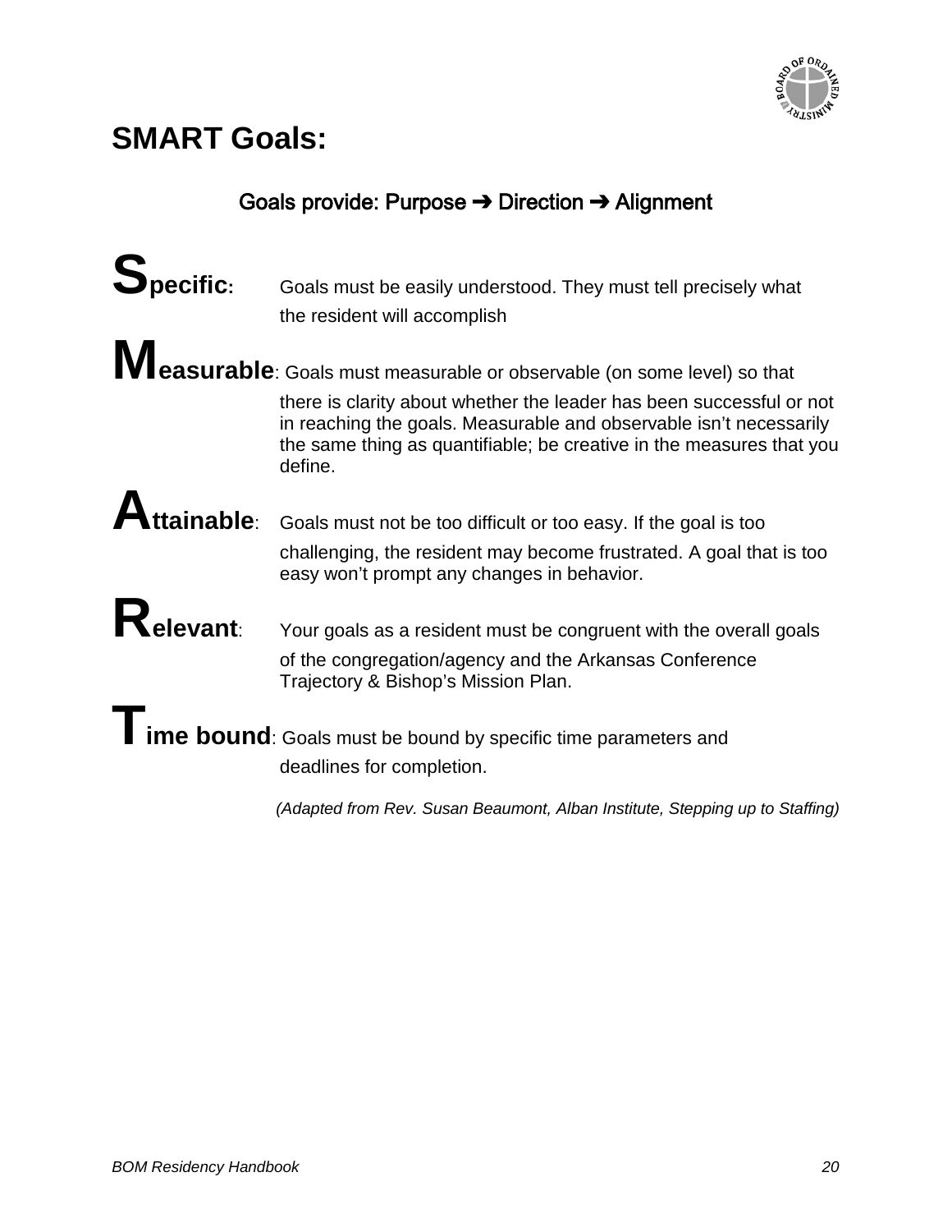## SMART Goals:

**Goals provide: Purpose ➔ Direction ➔ Alignment**

**Specific:** Goals must be easily understood. They must tell precisely what the resident will accomplish

**Measurable**: Goals must measurable or observable (on some level) so that there is clarity about whether the leader has been successful or not in reaching the goals. Measurable and observable isn't necessarily the same thing as quantifiable; be creative in the measures that you define.

**Attainable**: Goals must not be too difficult or too easy. If the goal is too challenging, the resident may become frustrated. A goal that is too easy won't prompt any changes in behavior.

**Relevant**: Your goals as a resident must be congruent with the overall goals of the congregation/agency and the Arkansas Conference Trajectory & Bishop's Mission Plan.

**Time bound**: Goals must be bound by specific time parameters and deadlines for completion.

*(Adapted from Rev. Susan Beaumont, Alban Institute, Stepping up to Staffing)*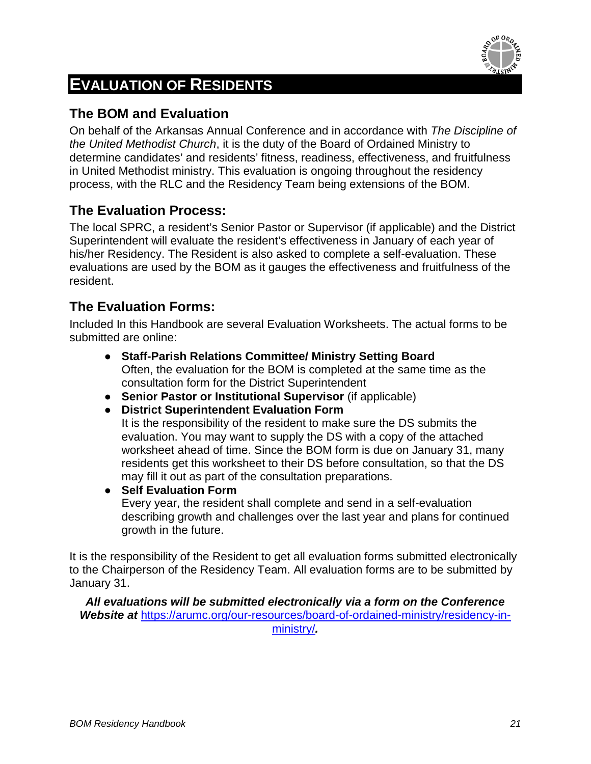# EVALUATION OF RESIDENTS

## The BOM and Evaluation

On behalf of the Arkansas Annual Conference and in accordance with *The Discipline of the United Methodist Church*, it is the duty of the Board of Ordained Ministry to determine candidates' and residents' fitness, readiness, effectiveness, and fruitfulness in United Methodist ministry. This evaluation is ongoing throughout the residency process, with the RLC and the Residency Team being extensions of the BOM.

## The Evaluation Process:

The local SPRC, a resident's Senior Pastor or Supervisor (if applicable) and the District Superintendent will evaluate the resident's effectiveness in January of each year of his/her Residency. The Resident is also asked to complete a self-evaluation. These evaluations are used by the BOM as it gauges the effectiveness and fruitfulness of the resident.

## The Evaluation Forms:

Included In this Handbook are several Evaluation Worksheets. The actual forms to be submitted are online:

- **Staff-Parish Relations Committee/ Ministry Setting Board**
  Often, the evaluation for the BOM is completed at the same time as the consultation form for the District Superintendent
- **Senior Pastor or Institutional Supervisor** (if applicable)
- **District Superintendent Evaluation Form**
  It is the responsibility of the resident to make sure the DS submits the evaluation. You may want to supply the DS with a copy of the attached worksheet ahead of time. Since the BOM form is due on January 31, many residents get this worksheet to their DS before consultation, so that the DS may fill it out as part of the consultation preparations.
- **Self Evaluation Form**
  Every year, the resident shall complete and send in a self-evaluation describing growth and challenges over the last year and plans for continued growth in the future.

It is the responsibility of the Resident to get all evaluation forms submitted electronically to the Chairperson of the Residency Team. All evaluation forms are to be submitted by January 31.

***All evaluations will be submitted electronically via a form on the Conference Website at*** https://arumc.org/our-resources/board-of-ordained-ministry/residency-in-ministry/***.***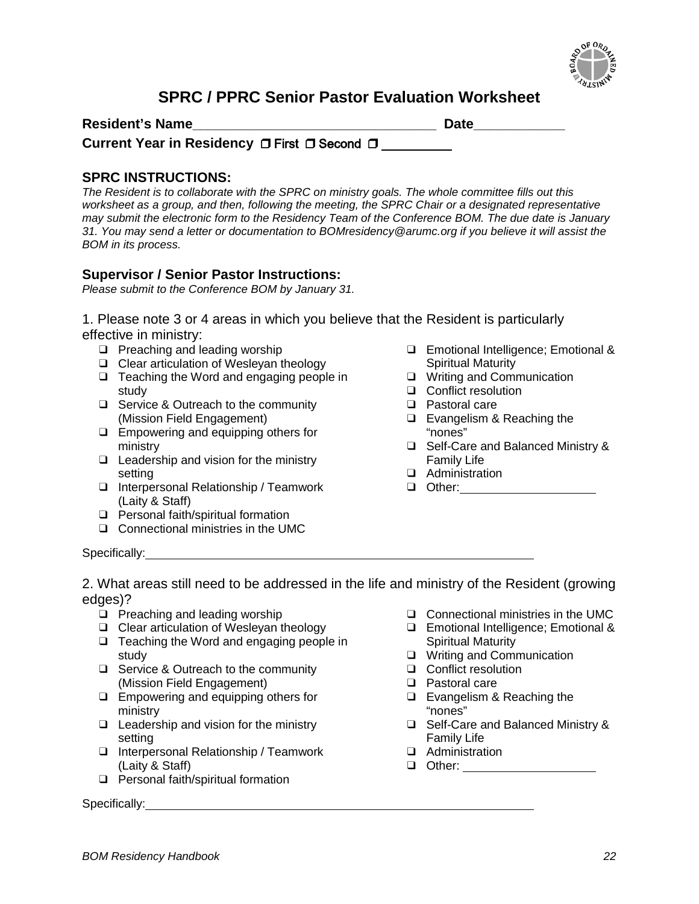# SPRC / PPRC Senior Pastor Evaluation Worksheet

**Resident's Name**_________________________________ **Date**____________

**Current Year in Residency** ☐ First ☐ Second ☐ _________

### SPRC INSTRUCTIONS:

*The Resident is to collaborate with the SPRC on ministry goals. The whole committee fills out this worksheet as a group, and then, following the meeting, the SPRC Chair or a designated representative may submit the electronic form to the Residency Team of the Conference BOM. The due date is January 31. You may send a letter or documentation to BOMresidency@arumc.org if you believe it will assist the BOM in its process.*

### Supervisor / Senior Pastor Instructions:

*Please submit to the Conference BOM by January 31.*

1. Please note 3 or 4 areas in which you believe that the Resident is particularly effective in ministry:

- ☐ Preaching and leading worship
- ☐ Clear articulation of Wesleyan theology
- ☐ Teaching the Word and engaging people in study
- ☐ Service & Outreach to the community (Mission Field Engagement)
- ☐ Empowering and equipping others for ministry
- ☐ Leadership and vision for the ministry setting
- ☐ Interpersonal Relationship / Teamwork (Laity & Staff)
- ☐ Personal faith/spiritual formation
- ☐ Connectional ministries in the UMC
- ☐ Emotional Intelligence; Emotional & Spiritual Maturity
- ☐ Writing and Communication
- ☐ Conflict resolution
- ☐ Pastoral care
- ☐ Evangelism & Reaching the "nones"
- ☐ Self-Care and Balanced Ministry & Family Life
- ☐ Administration
- ☐ Other:____________________

Specifically:____________________________________________________________

2. What areas still need to be addressed in the life and ministry of the Resident (growing edges)?

- ☐ Preaching and leading worship
- ☐ Clear articulation of Wesleyan theology
- ☐ Teaching the Word and engaging people in study
- ☐ Service & Outreach to the community (Mission Field Engagement)
- ☐ Empowering and equipping others for ministry
- ☐ Leadership and vision for the ministry setting
- ☐ Interpersonal Relationship / Teamwork (Laity & Staff)
- ☐ Personal faith/spiritual formation
- ☐ Connectional ministries in the UMC
- ☐ Emotional Intelligence; Emotional & Spiritual Maturity
- ☐ Writing and Communication
- ☐ Conflict resolution
- ☐ Pastoral care
- ☐ Evangelism & Reaching the "nones"
- ☐ Self-Care and Balanced Ministry & Family Life
- ☐ Administration
- ☐ Other: ____________________

Specifically:____________________________________________________________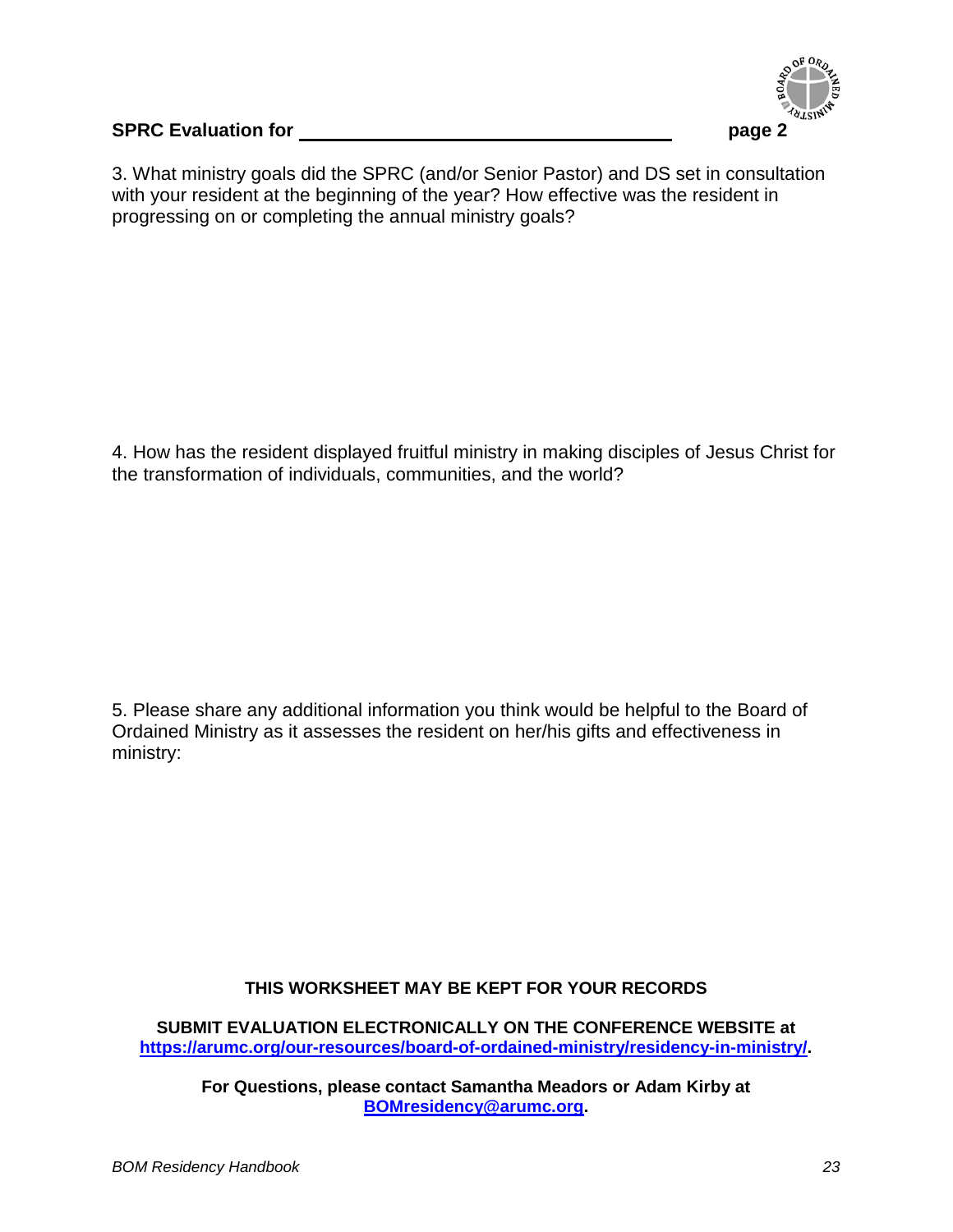**SPRC Evaluation for \_\_\_\_\_\_\_\_\_\_\_\_\_\_\_\_\_\_\_\_\_\_\_\_\_\_\_\_\_\_\_\_\_\_\_\_\_\_ page 2**

3. What ministry goals did the SPRC (and/or Senior Pastor) and DS set in consultation with your resident at the beginning of the year? How effective was the resident in progressing on or completing the annual ministry goals?

4. How has the resident displayed fruitful ministry in making disciples of Jesus Christ for the transformation of individuals, communities, and the world?

5. Please share any additional information you think would be helpful to the Board of Ordained Ministry as it assesses the resident on her/his gifts and effectiveness in ministry:

**THIS WORKSHEET MAY BE KEPT FOR YOUR RECORDS**

**SUBMIT EVALUATION ELECTRONICALLY ON THE CONFERENCE WEBSITE at [https://arumc.org/our-resources/board-of-ordained-ministry/residency-in-ministry/](https://arumc.org/our-resources/board-of-ordained-ministry/residency-in-ministry/).**

**For Questions, please contact Samantha Meadors or Adam Kirby at [BOMresidency@arumc.org](mailto:BOMresidency@arumc.org).**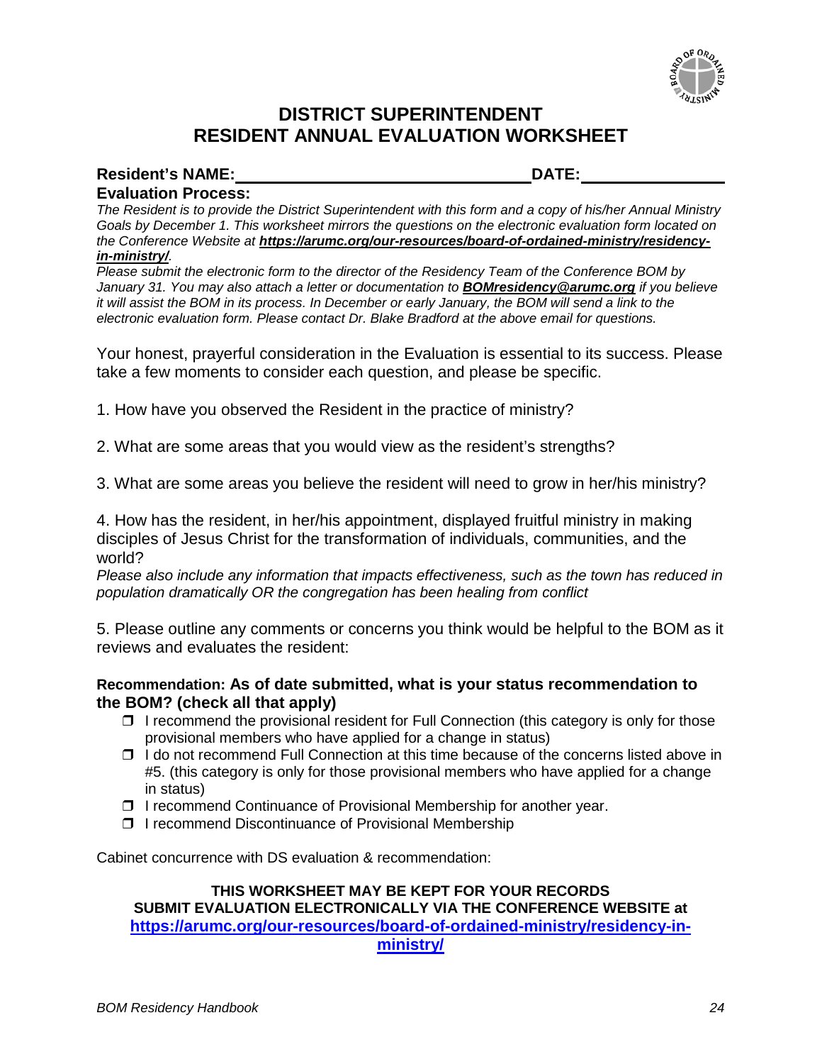# DISTRICT SUPERINTENDENT RESIDENT ANNUAL EVALUATION WORKSHEET

**Resident's NAME:**_______________________________ **DATE:**_______________

**Evaluation Process:**

*The Resident is to provide the District Superintendent with this form and a copy of his/her Annual Ministry Goals by December 1. This worksheet mirrors the questions on the electronic evaluation form located on the Conference Website at* ***https://arumc.org/our-resources/board-of-ordained-ministry/residency-in-ministry/****.*

*Please submit the electronic form to the director of the Residency Team of the Conference BOM by January 31. You may also attach a letter or documentation to* ***BOMresidency@arumc.org*** *if you believe it will assist the BOM in its process. In December or early January, the BOM will send a link to the electronic evaluation form. Please contact Dr. Blake Bradford at the above email for questions.*

Your honest, prayerful consideration in the Evaluation is essential to its success. Please take a few moments to consider each question, and please be specific.

1. How have you observed the Resident in the practice of ministry?

2. What are some areas that you would view as the resident's strengths?

3. What are some areas you believe the resident will need to grow in her/his ministry?

4. How has the resident, in her/his appointment, displayed fruitful ministry in making disciples of Jesus Christ for the transformation of individuals, communities, and the world?
*Please also include any information that impacts effectiveness, such as the town has reduced in population dramatically OR the congregation has been healing from conflict*

5. Please outline any comments or concerns you think would be helpful to the BOM as it reviews and evaluates the resident:

**Recommendation: As of date submitted, what is your status recommendation to the BOM? (check all that apply)**

- ❐ I recommend the provisional resident for Full Connection (this category is only for those provisional members who have applied for a change in status)
- ❐ I do not recommend Full Connection at this time because of the concerns listed above in #5. (this category is only for those provisional members who have applied for a change in status)
- ❐ I recommend Continuance of Provisional Membership for another year.
- ❐ I recommend Discontinuance of Provisional Membership

Cabinet concurrence with DS evaluation & recommendation:

**THIS WORKSHEET MAY BE KEPT FOR YOUR RECORDS**
**SUBMIT EVALUATION ELECTRONICALLY VIA THE CONFERENCE WEBSITE at https://arumc.org/our-resources/board-of-ordained-ministry/residency-in-ministry/**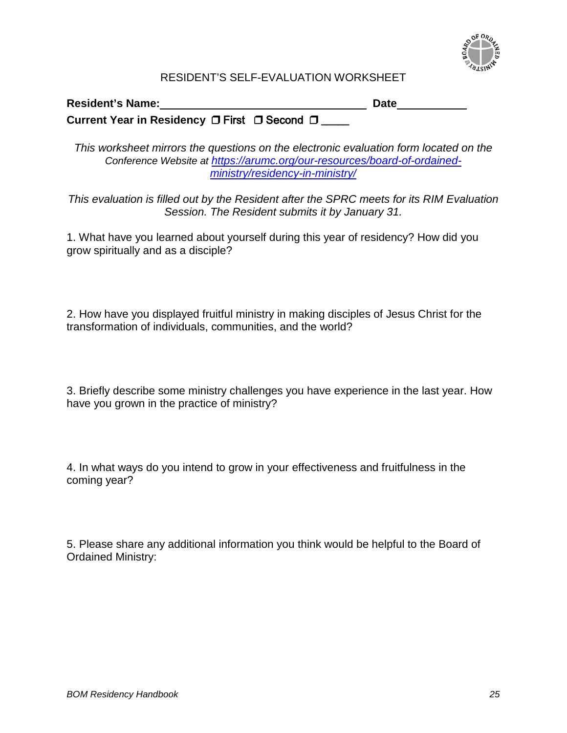# RESIDENT'S SELF-EVALUATION WORKSHEET

**Resident's Name:**___________________________________ **Date**___________

**Current Year in Residency** ❐ First ❐ Second ❐ _____

*This worksheet mirrors the questions on the electronic evaluation form located on the Conference Website at [https://arumc.org/our-resources/board-of-ordained-ministry/residency-in-ministry/](https://arumc.org/our-resources/board-of-ordained-ministry/residency-in-ministry/)*

*This evaluation is filled out by the Resident after the SPRC meets for its RIM Evaluation Session. The Resident submits it by January 31.*

1. What have you learned about yourself during this year of residency? How did you grow spiritually and as a disciple?

2. How have you displayed fruitful ministry in making disciples of Jesus Christ for the transformation of individuals, communities, and the world?

3. Briefly describe some ministry challenges you have experience in the last year. How have you grown in the practice of ministry?

4. In what ways do you intend to grow in your effectiveness and fruitfulness in the coming year?

5. Please share any additional information you think would be helpful to the Board of Ordained Ministry: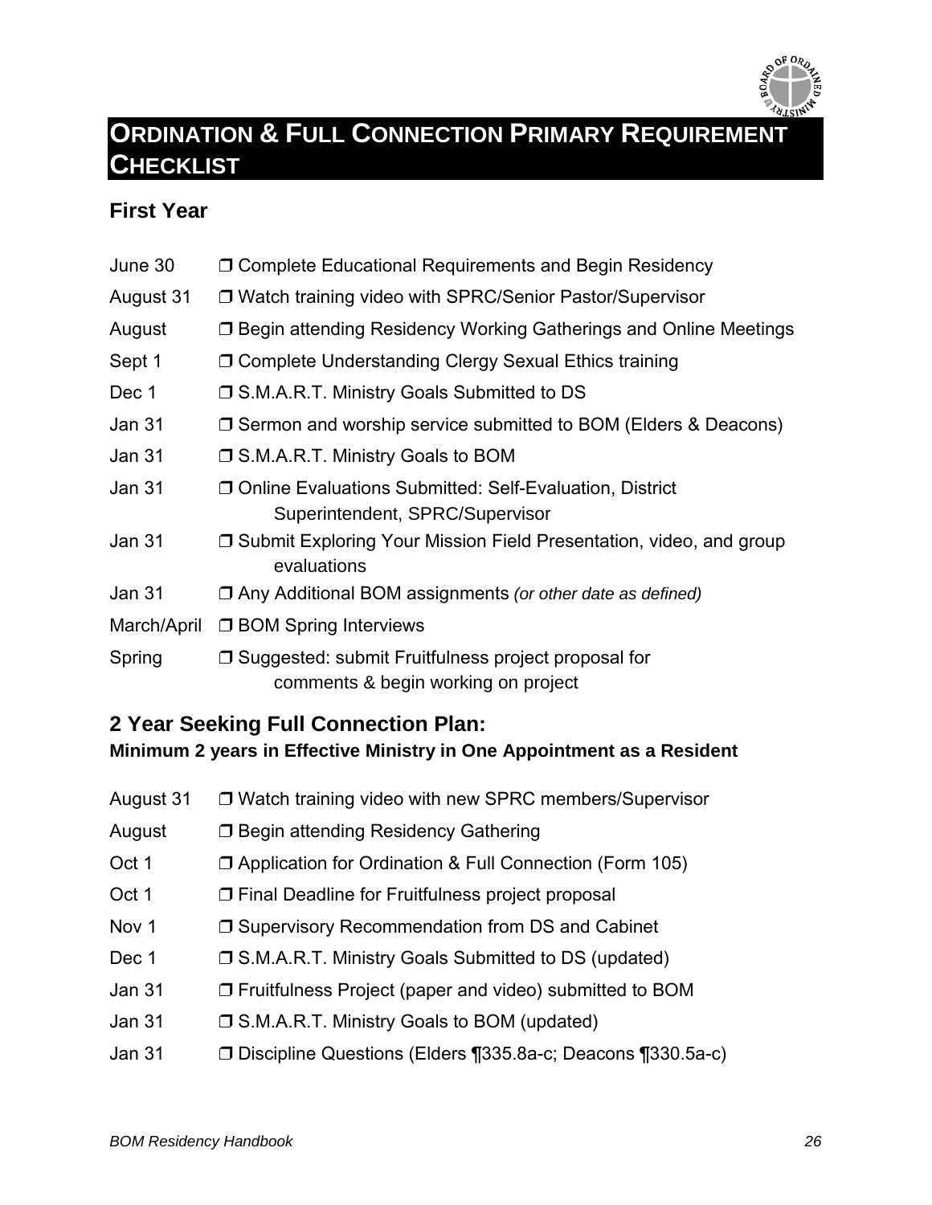# ORDINATION & FULL CONNECTION PRIMARY REQUIREMENT CHECKLIST

## First Year

| | |
|---|---|
| June 30 | ❒ Complete Educational Requirements and Begin Residency |
| August 31 | ❒ Watch training video with SPRC/Senior Pastor/Supervisor |
| August | ❒ Begin attending Residency Working Gatherings and Online Meetings |
| Sept 1 | ❒ Complete Understanding Clergy Sexual Ethics training |
| Dec 1 | ❒ S.M.A.R.T. Ministry Goals Submitted to DS |
| Jan 31 | ❒ Sermon and worship service submitted to BOM (Elders & Deacons) |
| Jan 31 | ❒ S.M.A.R.T. Ministry Goals to BOM |
| Jan 31 | ❒ Online Evaluations Submitted: Self-Evaluation, District Superintendent, SPRC/Supervisor |
| Jan 31 | ❒ Submit Exploring Your Mission Field Presentation, video, and group evaluations |
| Jan 31 | ❒ Any Additional BOM assignments *(or other date as defined)* |
| March/April | ❒ BOM Spring Interviews |
| Spring | ❒ Suggested: submit Fruitfulness project proposal for comments & begin working on project |

## 2 Year Seeking Full Connection Plan:

**Minimum 2 years in Effective Ministry in One Appointment as a Resident**

| | |
|---|---|
| August 31 | ❒ Watch training video with new SPRC members/Supervisor |
| August | ❒ Begin attending Residency Gathering |
| Oct 1 | ❒ Application for Ordination & Full Connection (Form 105) |
| Oct 1 | ❒ Final Deadline for Fruitfulness project proposal |
| Nov 1 | ❒ Supervisory Recommendation from DS and Cabinet |
| Dec 1 | ❒ S.M.A.R.T. Ministry Goals Submitted to DS (updated) |
| Jan 31 | ❒ Fruitfulness Project (paper and video) submitted to BOM |
| Jan 31 | ❒ S.M.A.R.T. Ministry Goals to BOM (updated) |
| Jan 31 | ❒ Discipline Questions (Elders ¶335.8a-c; Deacons ¶330.5a-c) |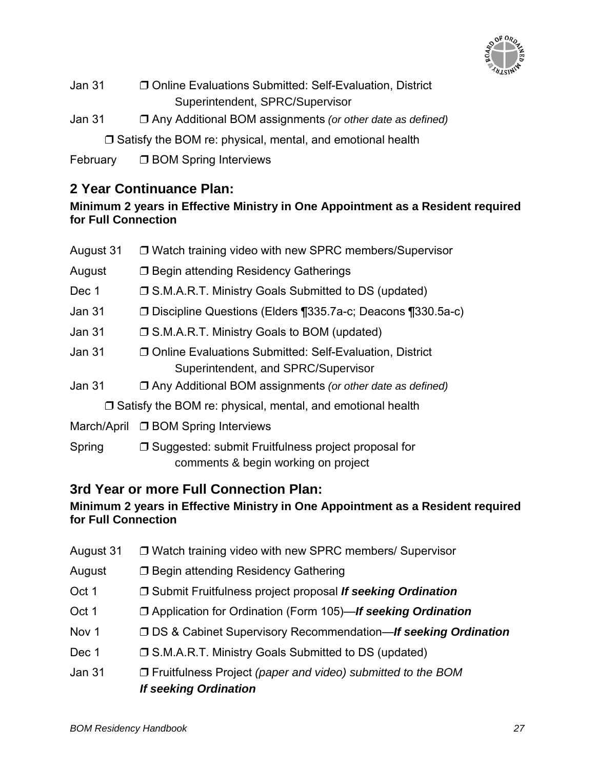Jan 31 ❐ Online Evaluations Submitted: Self-Evaluation, District Superintendent, SPRC/Supervisor

Jan 31 ❐ Any Additional BOM assignments *(or other date as defined)*

❐ Satisfy the BOM re: physical, mental, and emotional health

February ❐ BOM Spring Interviews

## 2 Year Continuance Plan:

**Minimum 2 years in Effective Ministry in One Appointment as a Resident required for Full Connection**

August 31 ❐ Watch training video with new SPRC members/Supervisor

August ❐ Begin attending Residency Gatherings

Dec 1 ❐ S.M.A.R.T. Ministry Goals Submitted to DS (updated)

Jan 31 ❐ Discipline Questions (Elders ¶335.7a-c; Deacons ¶330.5a-c)

Jan 31 ❐ S.M.A.R.T. Ministry Goals to BOM (updated)

Jan 31 ❐ Online Evaluations Submitted: Self-Evaluation, District Superintendent, and SPRC/Supervisor

Jan 31 ❐ Any Additional BOM assignments *(or other date as defined)*

❐ Satisfy the BOM re: physical, mental, and emotional health

March/April ❐ BOM Spring Interviews

Spring ❐ Suggested: submit Fruitfulness project proposal for comments & begin working on project

## 3rd Year or more Full Connection Plan:

**Minimum 2 years in Effective Ministry in One Appointment as a Resident required for Full Connection**

August 31 ❐ Watch training video with new SPRC members/ Supervisor

August ❐ Begin attending Residency Gathering

Oct 1 ❐ Submit Fruitfulness project proposal ***If seeking Ordination***

Oct 1 ❐ Application for Ordination (Form 105)—***If seeking Ordination***

Nov 1 ❐ DS & Cabinet Supervisory Recommendation—***If seeking Ordination***

Dec 1 ❐ S.M.A.R.T. Ministry Goals Submitted to DS (updated)

Jan 31 ❐ Fruitfulness Project *(paper and video) submitted to the BOM* ***If seeking Ordination***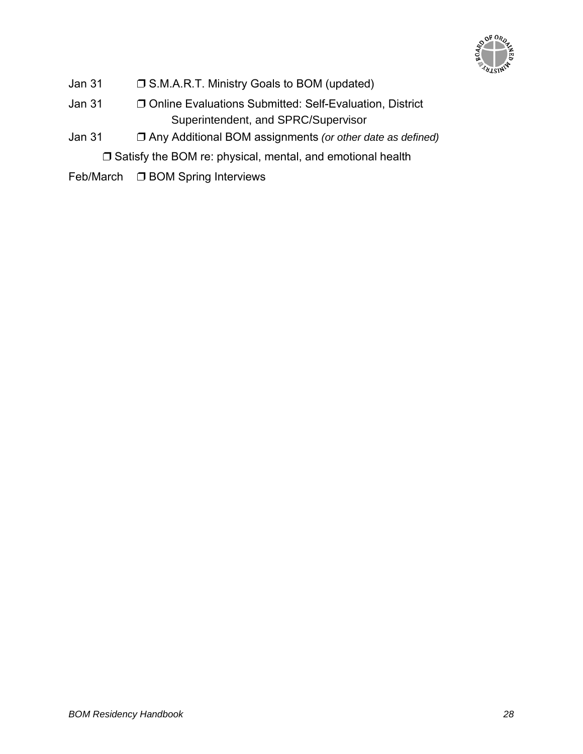Jan 31 ❐ S.M.A.R.T. Ministry Goals to BOM (updated)

Jan 31 ❐ Online Evaluations Submitted: Self-Evaluation, District Superintendent, and SPRC/Supervisor

Jan 31 ❐ Any Additional BOM assignments *(or other date as defined)*

❐ Satisfy the BOM re: physical, mental, and emotional health

Feb/March ❐ BOM Spring Interviews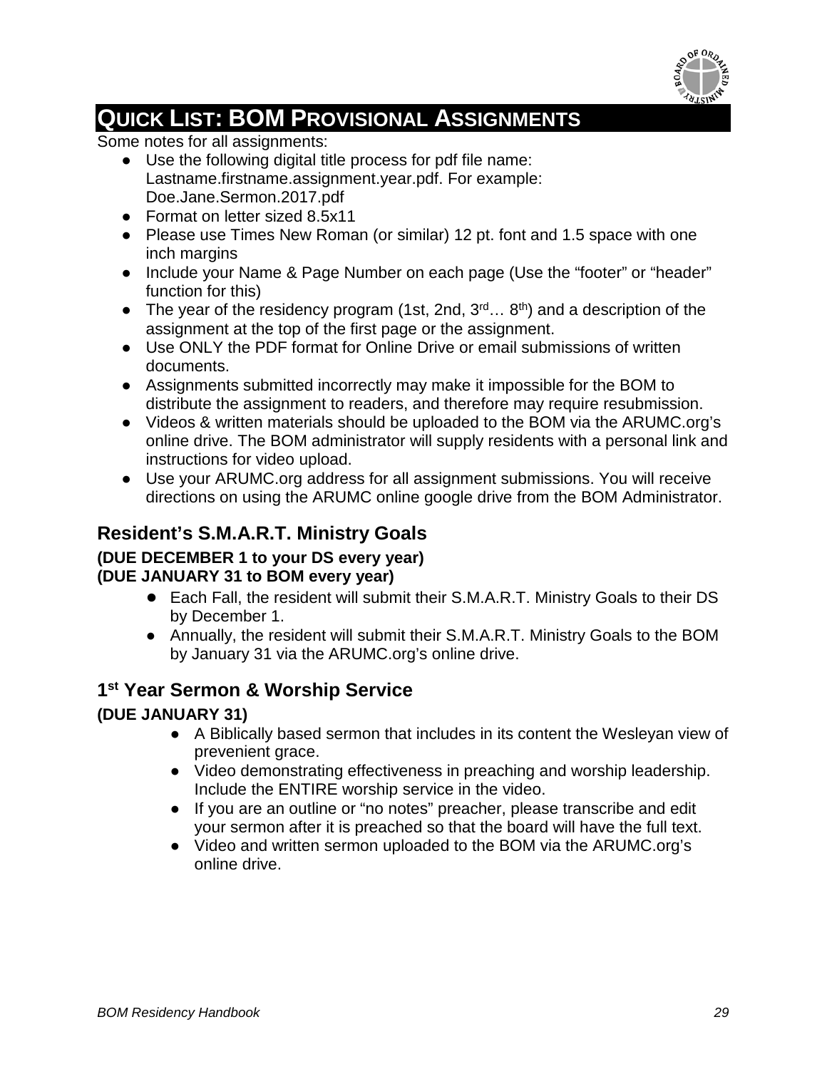# QUICK LIST: BOM PROVISIONAL ASSIGNMENTS

Some notes for all assignments:

- Use the following digital title process for pdf file name: Lastname.firstname.assignment.year.pdf. For example: Doe.Jane.Sermon.2017.pdf
- Format on letter sized 8.5x11
- Please use Times New Roman (or similar) 12 pt. font and 1.5 space with one inch margins
- Include your Name & Page Number on each page (Use the "footer" or "header" function for this)
- The year of the residency program (1st, 2nd, 3rd… 8th) and a description of the assignment at the top of the first page or the assignment.
- Use ONLY the PDF format for Online Drive or email submissions of written documents.
- Assignments submitted incorrectly may make it impossible for the BOM to distribute the assignment to readers, and therefore may require resubmission.
- Videos & written materials should be uploaded to the BOM via the ARUMC.org's online drive. The BOM administrator will supply residents with a personal link and instructions for video upload.
- Use your ARUMC.org address for all assignment submissions. You will receive directions on using the ARUMC online google drive from the BOM Administrator.

## Resident's S.M.A.R.T. Ministry Goals

**(DUE DECEMBER 1 to your DS every year)**
**(DUE JANUARY 31 to BOM every year)**

- Each Fall, the resident will submit their S.M.A.R.T. Ministry Goals to their DS by December 1.
- Annually, the resident will submit their S.M.A.R.T. Ministry Goals to the BOM by January 31 via the ARUMC.org's online drive.

## 1st Year Sermon & Worship Service

**(DUE JANUARY 31)**

- A Biblically based sermon that includes in its content the Wesleyan view of prevenient grace.
- Video demonstrating effectiveness in preaching and worship leadership. Include the ENTIRE worship service in the video.
- If you are an outline or "no notes" preacher, please transcribe and edit your sermon after it is preached so that the board will have the full text.
- Video and written sermon uploaded to the BOM via the ARUMC.org's online drive.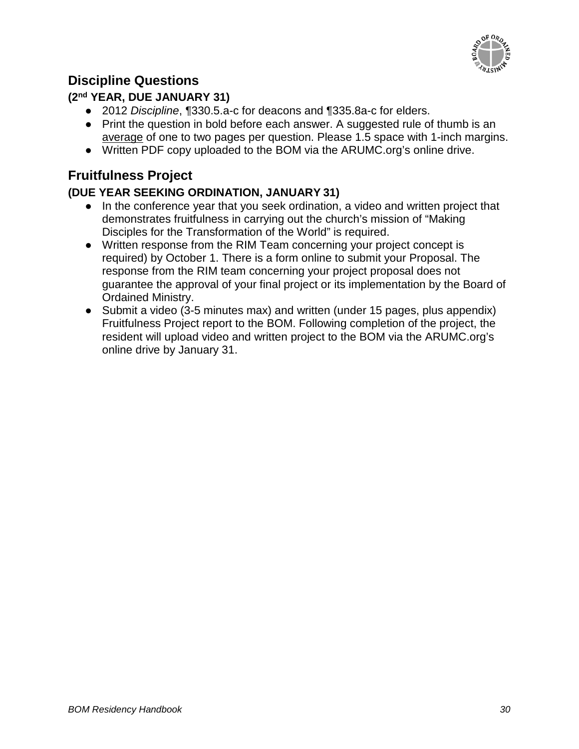## Discipline Questions

**(2nd YEAR, DUE JANUARY 31)**

- 2012 *Discipline*, ¶330.5.a-c for deacons and ¶335.8a-c for elders.
- Print the question in bold before each answer. A suggested rule of thumb is an average of one to two pages per question. Please 1.5 space with 1-inch margins.
- Written PDF copy uploaded to the BOM via the ARUMC.org's online drive.

## Fruitfulness Project

**(DUE YEAR SEEKING ORDINATION, JANUARY 31)**

- In the conference year that you seek ordination, a video and written project that demonstrates fruitfulness in carrying out the church's mission of "Making Disciples for the Transformation of the World" is required.
- Written response from the RIM Team concerning your project concept is required) by October 1. There is a form online to submit your Proposal. The response from the RIM team concerning your project proposal does not guarantee the approval of your final project or its implementation by the Board of Ordained Ministry.
- Submit a video (3-5 minutes max) and written (under 15 pages, plus appendix) Fruitfulness Project report to the BOM. Following completion of the project, the resident will upload video and written project to the BOM via the ARUMC.org's online drive by January 31.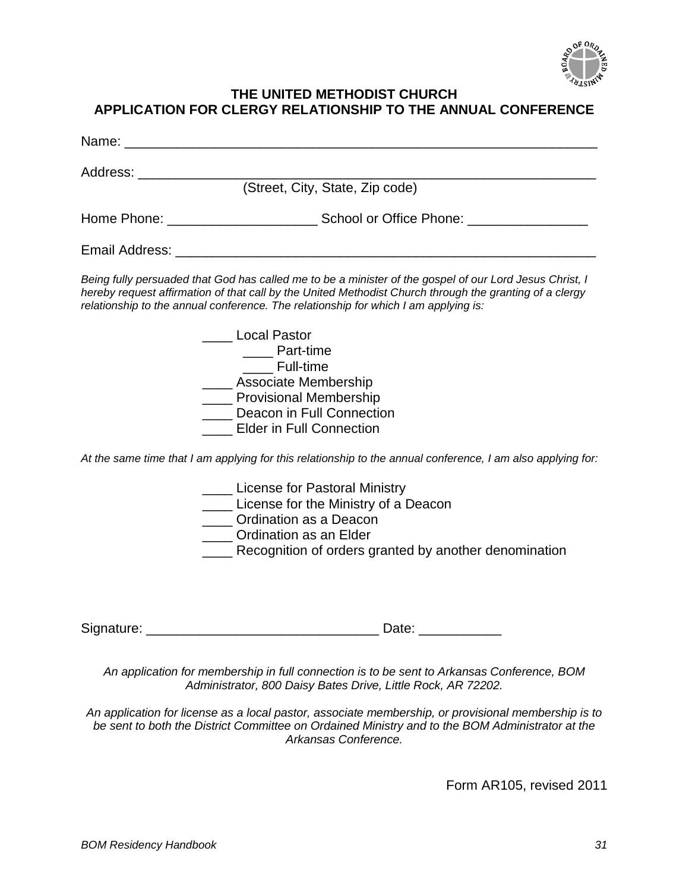## THE UNITED METHODIST CHURCH
## APPLICATION FOR CLERGY RELATIONSHIP TO THE ANNUAL CONFERENCE

Name: ______________________________________________________________

Address: ____________________________________________________________
(Street, City, State, Zip code)

Home Phone: ___________________ School or Office Phone: _______________

Email Address: _______________________________________________________

*Being fully persuaded that God has called me to be a minister of the gospel of our Lord Jesus Christ, I hereby request affirmation of that call by the United Methodist Church through the granting of a clergy relationship to the annual conference. The relationship for which I am applying is:*

____ Local Pastor
  ____ Part-time
  ____ Full-time
____ Associate Membership
____ Provisional Membership
____ Deacon in Full Connection
____ Elder in Full Connection

*At the same time that I am applying for this relationship to the annual conference, I am also applying for:*

____ License for Pastoral Ministry
____ License for the Ministry of a Deacon
____ Ordination as a Deacon
____ Ordination as an Elder
____ Recognition of orders granted by another denomination

Signature: _______________________________ Date: ___________

*An application for membership in full connection is to be sent to Arkansas Conference, BOM Administrator, 800 Daisy Bates Drive, Little Rock, AR 72202.*

*An application for license as a local pastor, associate membership, or provisional membership is to be sent to both the District Committee on Ordained Ministry and to the BOM Administrator at the Arkansas Conference.*

Form AR105, revised 2011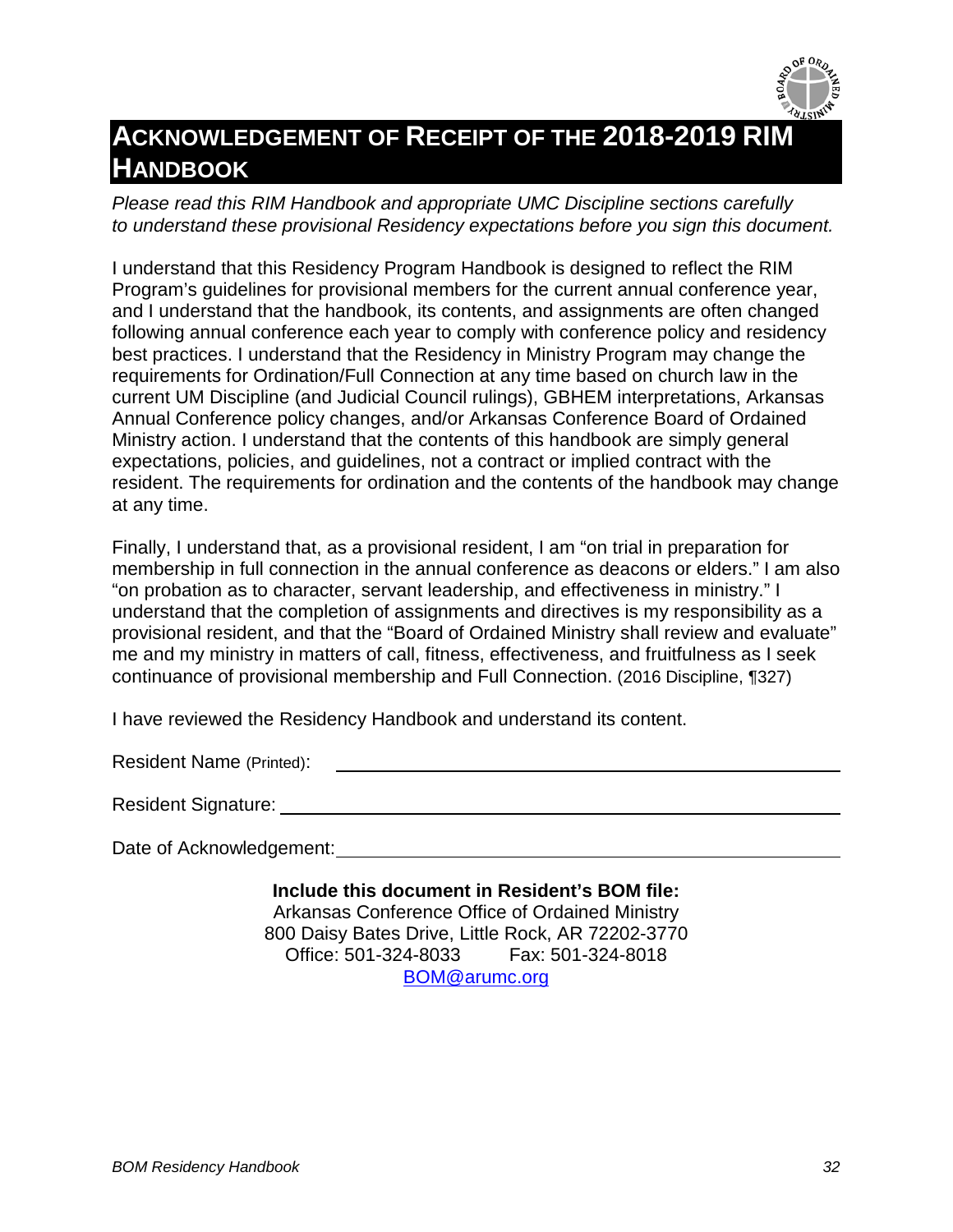# ACKNOWLEDGEMENT OF RECEIPT OF THE 2018-2019 RIM HANDBOOK

*Please read this RIM Handbook and appropriate UMC Discipline sections carefully to understand these provisional Residency expectations before you sign this document.*

I understand that this Residency Program Handbook is designed to reflect the RIM Program's guidelines for provisional members for the current annual conference year, and I understand that the handbook, its contents, and assignments are often changed following annual conference each year to comply with conference policy and residency best practices. I understand that the Residency in Ministry Program may change the requirements for Ordination/Full Connection at any time based on church law in the current UM Discipline (and Judicial Council rulings), GBHEM interpretations, Arkansas Annual Conference policy changes, and/or Arkansas Conference Board of Ordained Ministry action. I understand that the contents of this handbook are simply general expectations, policies, and guidelines, not a contract or implied contract with the resident. The requirements for ordination and the contents of the handbook may change at any time.

Finally, I understand that, as a provisional resident, I am "on trial in preparation for membership in full connection in the annual conference as deacons or elders." I am also "on probation as to character, servant leadership, and effectiveness in ministry." I understand that the completion of assignments and directives is my responsibility as a provisional resident, and that the "Board of Ordained Ministry shall review and evaluate" me and my ministry in matters of call, fitness, effectiveness, and fruitfulness as I seek continuance of provisional membership and Full Connection. (2016 Discipline, ¶327)

I have reviewed the Residency Handbook and understand its content.

Resident Name (Printed): ______________________________

Resident Signature: ______________________________

Date of Acknowledgement: ______________________________

**Include this document in Resident's BOM file:**
Arkansas Conference Office of Ordained Ministry
800 Daisy Bates Drive, Little Rock, AR 72202-3770
Office: 501-324-8033 Fax: 501-324-8018
BOM@arumc.org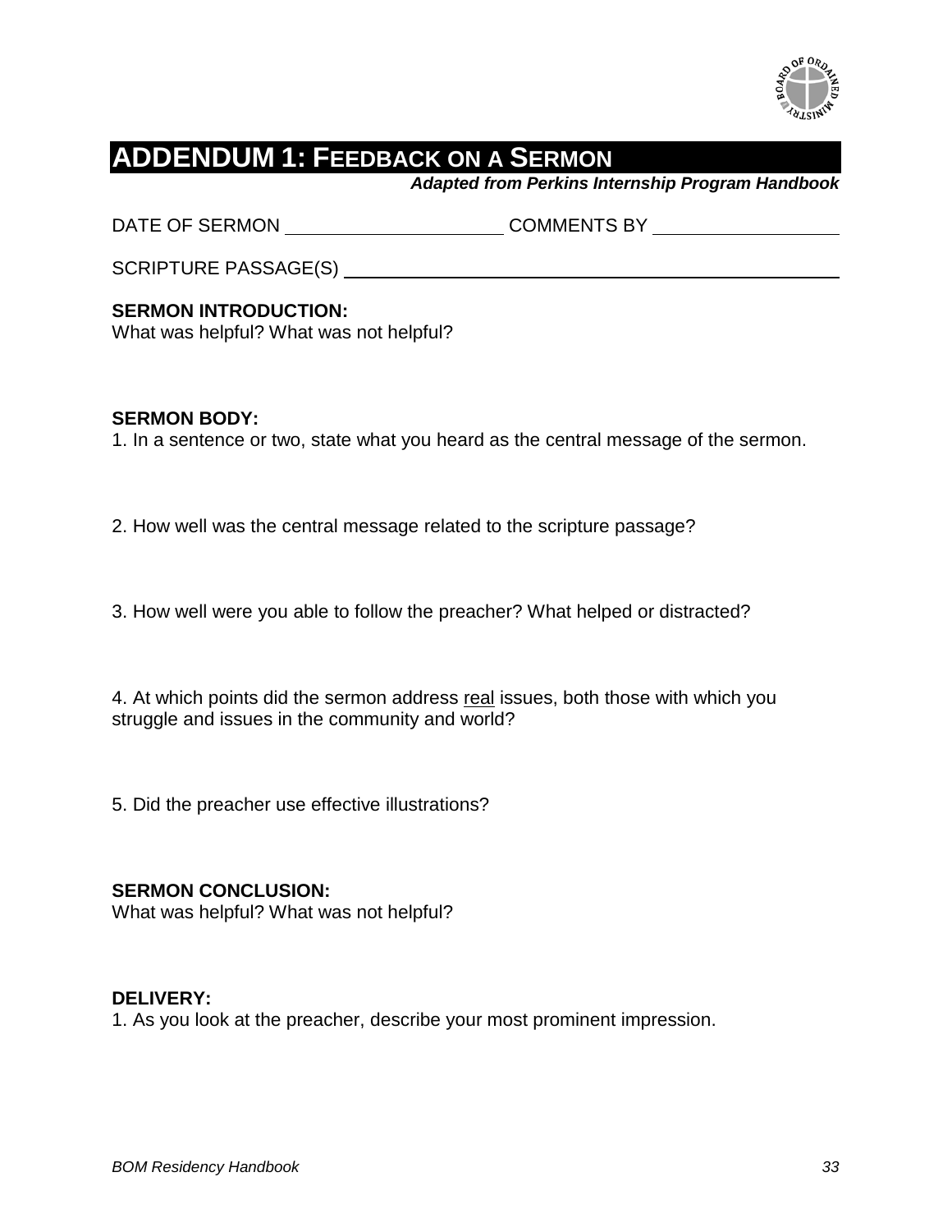# ADDENDUM 1: FEEDBACK ON A SERMON

***Adapted from Perkins Internship Program Handbook***

DATE OF SERMON ____________________ COMMENTS BY ________________

SCRIPTURE PASSAGE(S) ______________________________________________

**SERMON INTRODUCTION:**
What was helpful? What was not helpful?

**SERMON BODY:**

1. In a sentence or two, state what you heard as the central message of the sermon.

2. How well was the central message related to the scripture passage?

3. How well were you able to follow the preacher? What helped or distracted?

4. At which points did the sermon address <u>real</u> issues, both those with which you struggle and issues in the community and world?

5. Did the preacher use effective illustrations?

**SERMON CONCLUSION:**
What was helpful? What was not helpful?

**DELIVERY:**

1. As you look at the preacher, describe your most prominent impression.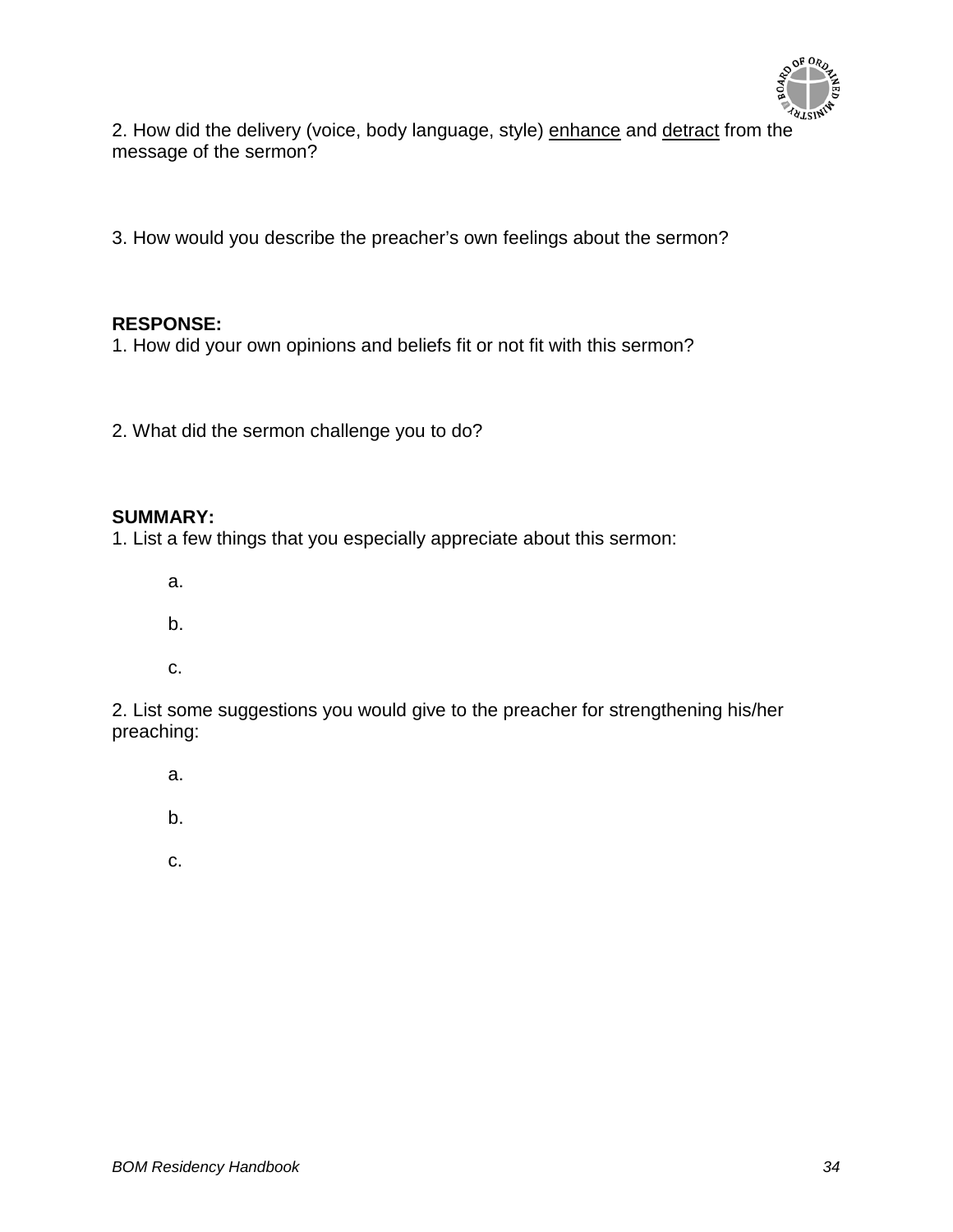2. How did the delivery (voice, body language, style) <u>enhance</u> and <u>detract</u> from the message of the sermon?

3. How would you describe the preacher's own feelings about the sermon?

**RESPONSE:**

1. How did your own opinions and beliefs fit or not fit with this sermon?

2. What did the sermon challenge you to do?

**SUMMARY:**

1. List a few things that you especially appreciate about this sermon:

    a.

    b.

    c.

2. List some suggestions you would give to the preacher for strengthening his/her preaching:

    a.

    b.

    c.